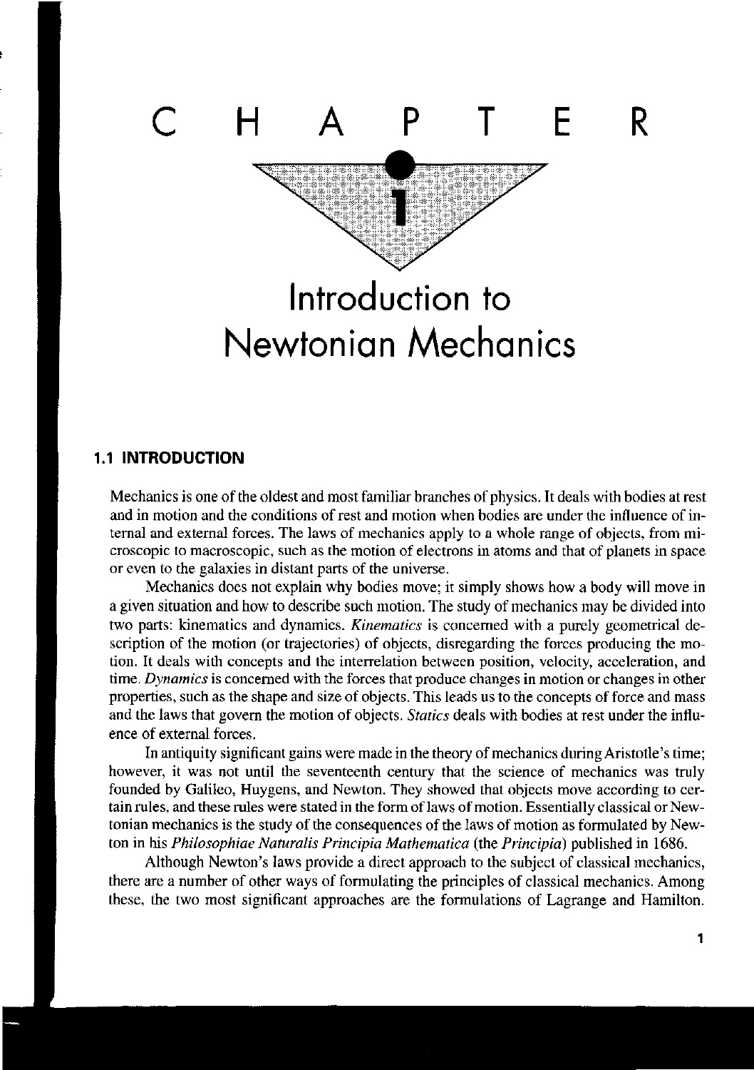# CHAPTER 1

# Introduction to Newtonian Mechanics

## 1.1 INTRODUCTION

Mechanics is one of the oldest and most familiar branches of physics. It deals with bodies at rest and in motion and the conditions of rest and motion when bodies are under the influence of internal and external forces. The laws of mechanics apply to a whole range of objects, from microscopic to macroscopic, such as the motion of electrons in atoms and that of planets in space or even to the galaxies in distant parts of the universe.

Mechanics does not explain why bodies move; it simply shows how a body will move in a given situation and how to describe such motion. The study of mechanics may be divided into two parts: kinematics and dynamics. *Kinematics* is concerned with a purely geometrical description of the motion (or trajectories) of objects, disregarding the forces producing the motion. It deals with concepts and the interrelation between position, velocity, acceleration, and time. *Dynamics* is concerned with the forces that produce changes in motion or changes in other properties, such as the shape and size of objects. This leads us to the concepts of force and mass and the laws that govern the motion of objects. *Statics* deals with bodies at rest under the influence of external forces.

In antiquity significant gains were made in the theory of mechanics during Aristotle's time; however, it was not until the seventeenth century that the science of mechanics was truly founded by Galileo, Huygens, and Newton. They showed that objects move according to certain rules, and these rules were stated in the form of laws of motion. Essentially classical or Newtonian mechanics is the study of the consequences of the laws of motion as formulated by Newton in his *Philosophiae Naturalis Principia Mathematica* (the *Principia*) published in 1686.

Although Newton's laws provide a direct approach to the subject of classical mechanics, there are a number of other ways of formulating the principles of classical mechanics. Among these, the two most significant approaches are the formulations of Lagrange and Hamilton.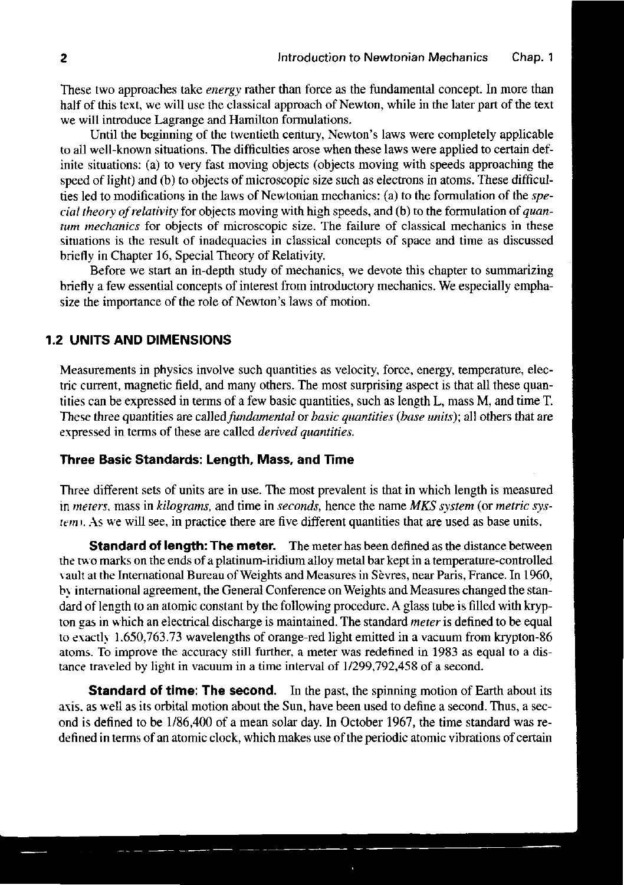These two approaches take *energy* rather than force as the fundamental concept. In more than half of this text, we will use the classical approach of Newton, while in the later part of the text we will introduce Lagrange and Hamilton formulations.

Until the beginning of the twentieth century, Newton's laws were completely applicable to all well-known situations. The difficulties arose when these laws were applied to certain definite situations: (a) to very fast moving objects (objects moving with speeds approaching the speed of light) and (b) to objects of microscopic size such as electrons in atoms. These difficulties led to modifications in the laws of Newtonian mechanics: (a) to the formulation of the *special theory of relativity* for objects moving with high speeds, and (b) to the formulation of *quantum mechanics* for objects of microscopic size. The failure of classical mechanics in these situations is the result of inadequacies in classical concepts of space and time as discussed briefly in Chapter 16, Special Theory of Relativity.

Before we start an in-depth study of mechanics, we devote this chapter to summarizing briefly a few essential concepts of interest from introductory mechanics. We especially emphasize the importance of the role of Newton's laws of motion.

## 1.2 UNITS AND DIMENSIONS

Measurements in physics involve such quantities as velocity, force, energy, temperature, electric current, magnetic field, and many others. The most surprising aspect is that all these quantities can be expressed in terms of a few basic quantities, such as length L, mass M, and time T. These three quantities are called *fundamental* or *basic quantities* (*base units*); all others that are expressed in terms of these are called *derived quantities.*

### Three Basic Standards: Length, Mass, and Time

Three different sets of units are in use. The most prevalent is that in which length is measured in *meters*, mass in *kilograms*, and time in *seconds*, hence the name *MKS system* (or *metric system*). As we will see, in practice there are five different quantities that are used as base units.

**Standard of length: The meter.** The meter has been defined as the distance between the two marks on the ends of a platinum-iridium alloy metal bar kept in a temperature-controlled vault at the International Bureau of Weights and Measures in Sèvres, near Paris, France. In 1960, by international agreement, the General Conference on Weights and Measures changed the standard of length to an atomic constant by the following procedure. A glass tube is filled with krypton gas in which an electrical discharge is maintained. The standard *meter* is defined to be equal to exactly 1,650,763.73 wavelengths of orange-red light emitted in a vacuum from krypton-86 atoms. To improve the accuracy still further, a meter was redefined in 1983 as equal to a distance traveled by light in vacuum in a time interval of 1/299,792,458 of a second.

**Standard of time: The second.** In the past, the spinning motion of Earth about its axis, as well as its orbital motion about the Sun, have been used to define a second. Thus, a second is defined to be 1/86,400 of a mean solar day. In October 1967, the time standard was redefined in terms of an atomic clock, which makes use of the periodic atomic vibrations of certain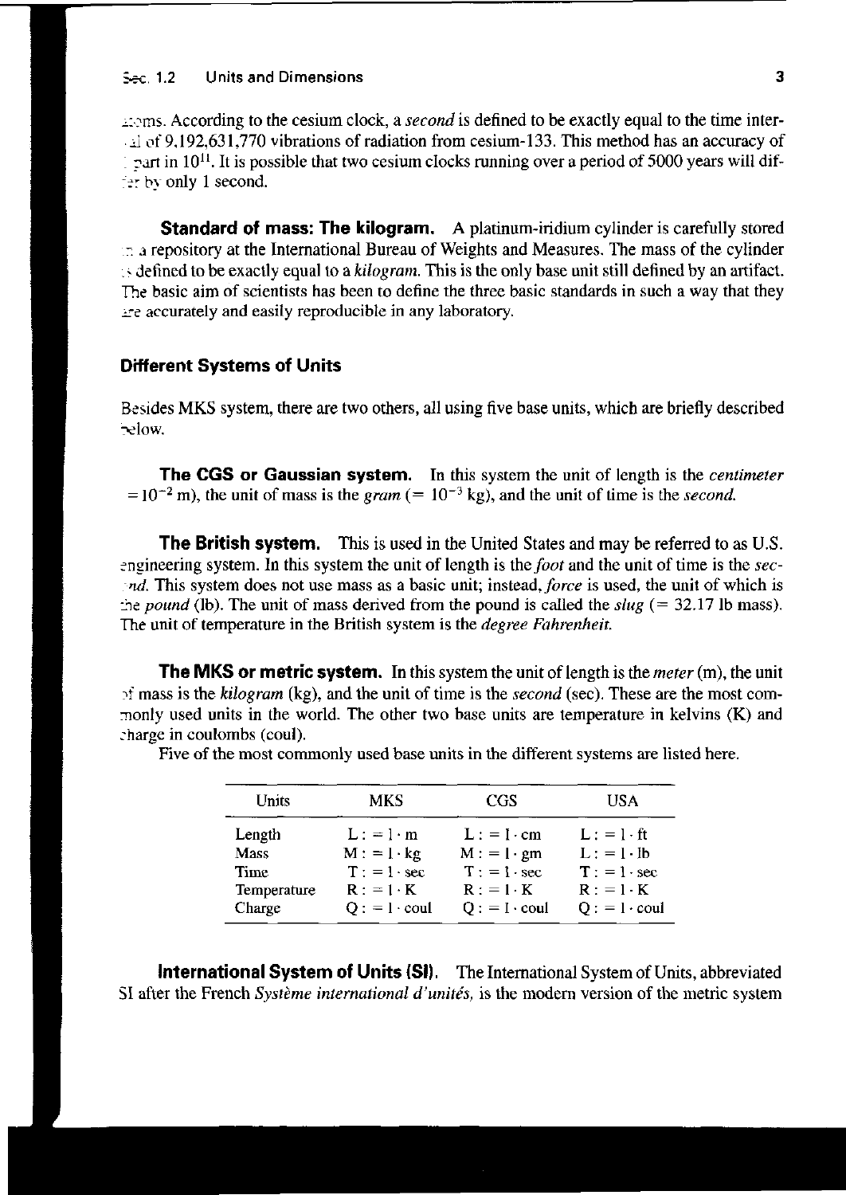atoms. According to the cesium clock, a *second* is defined to be exactly equal to the time interval of 9,192,631,770 vibrations of radiation from cesium-133. This method has an accuracy of 1 part in $10^{11}$. It is possible that two cesium clocks running over a period of 5000 years will differ by only 1 second.

**Standard of mass: The kilogram.** A platinum-iridium cylinder is carefully stored in a repository at the International Bureau of Weights and Measures. The mass of the cylinder is defined to be exactly equal to a *kilogram*. This is the only base unit still defined by an artifact. The basic aim of scientists has been to define the three basic standards in such a way that they are accurately and easily reproducible in any laboratory.

### Different Systems of Units

Besides MKS system, there are two others, all using five base units, which are briefly described below.

**The CGS or Gaussian system.** In this system the unit of length is the *centimeter* $= 10^{-2}$ m), the unit of mass is the *gram* ($= 10^{-3}$ kg), and the unit of time is the *second.*

**The British system.** This is used in the United States and may be referred to as U.S. engineering system. In this system the unit of length is the *foot* and the unit of time is the *second.* This system does not use mass as a basic unit; instead, *force* is used, the unit of which is the *pound* (lb). The unit of mass derived from the pound is called the *slug* ($= 32.17$ lb mass). The unit of temperature in the British system is the *degree Fahrenheit.*

**The MKS or metric system.** In this system the unit of length is the *meter* (m), the unit of mass is the *kilogram* (kg), and the unit of time is the *second* (sec). These are the most commonly used units in the world. The other two base units are temperature in kelvins (K) and charge in coulombs (coul).

Five of the most commonly used base units in the different systems are listed here.

| Units | MKS | CGS | USA |
|---|---|---|---|
| Length | $L := 1 \cdot$ m | $L := 1 \cdot$ cm | $L := 1 \cdot$ ft |
| Mass | $M := 1 \cdot$ kg | $M := 1 \cdot$ gm | $L := 1 \cdot$ lb |
| Time | $T := 1 \cdot$ sec | $T := 1 \cdot$ sec | $T := 1 \cdot$ sec |
| Temperature | $R := 1 \cdot$ K | $R := 1 \cdot$ K | $R := 1 \cdot$ K |
| Charge | $Q := 1 \cdot$ coul | $Q := 1 \cdot$ coul | $Q := 1 \cdot$ coul |

**International System of Units (SI).** The International System of Units, abbreviated SI after the French *Système international d'unités,* is the modern version of the metric system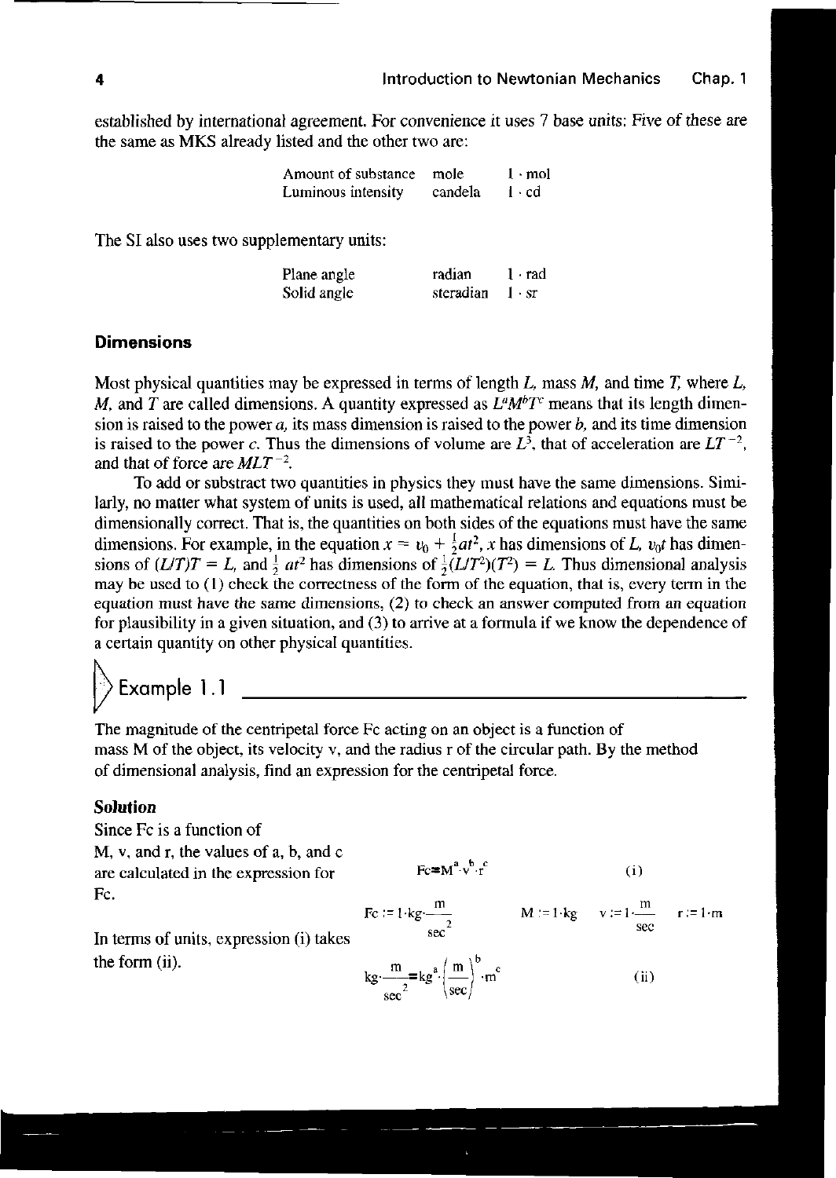established by international agreement. For convenience it uses 7 base units: Five of these are the same as MKS already listed and the other two are:

| | | |
|---|---|---|
| Amount of substance | mole | 1 · mol |
| Luminous intensity | candela | 1 · cd |

The SI also uses two supplementary units:

| | | |
|---|---|---|
| Plane angle | radian | 1 · rad |
| Solid angle | steradian | 1 · sr |

### Dimensions

Most physical quantities may be expressed in terms of length $L$, mass $M$, and time $T$, where $L$, $M$, and $T$ are called dimensions. A quantity expressed as $L^aM^bT^c$ means that its length dimension is raised to the power $a$, its mass dimension is raised to the power $b$, and its time dimension is raised to the power $c$. Thus the dimensions of volume are $L^3$, that of acceleration are $LT^{-2}$, and that of force are $MLT^{-2}$.

To add or substract two quantities in physics they must have the same dimensions. Similarly, no matter what system of units is used, all mathematical relations and equations must be dimensionally correct. That is, the quantities on both sides of the equations must have the same dimensions. For example, in the equation $x = v_0 + \frac{1}{2}at^2$, $x$ has dimensions of $L$, $v_0t$ has dimensions of $(L/T)T = L$, and $\frac{1}{2}\,at^2$ has dimensions of $\frac{1}{2}(L/T^2)(T^2) = L$. Thus dimensional analysis may be used to (1) check the correctness of the form of the equation, that is, every term in the equation must have the same dimensions, (2) to check an answer computed from an equation for plausibility in a given situation, and (3) to arrive at a formula if we know the dependence of a certain quantity on other physical quantities.

## Example 1.1

The magnitude of the centripetal force Fc acting on an object is a function of mass M of the object, its velocity v, and the radius r of the circular path. By the method of dimensional analysis, find an expression for the centripetal force.

### *Solution*

Since Fc is a function of M, v, and r, the values of a, b, and c are calculated in the expression for Fc.

$$Fc = M^a \cdot v^b \cdot r^c \qquad \text{(i)}$$

$$Fc := 1 \cdot kg \cdot \frac{m}{sec^2} \qquad M := 1 \cdot kg \qquad v := 1 \cdot \frac{m}{sec} \qquad r := 1 \cdot m$$

In terms of units, expression (i) takes the form (ii).

$$kg \cdot \frac{m}{sec^2} = kg^a \cdot \left(\frac{m}{sec}\right)^b \cdot m^c \qquad \text{(ii)}$$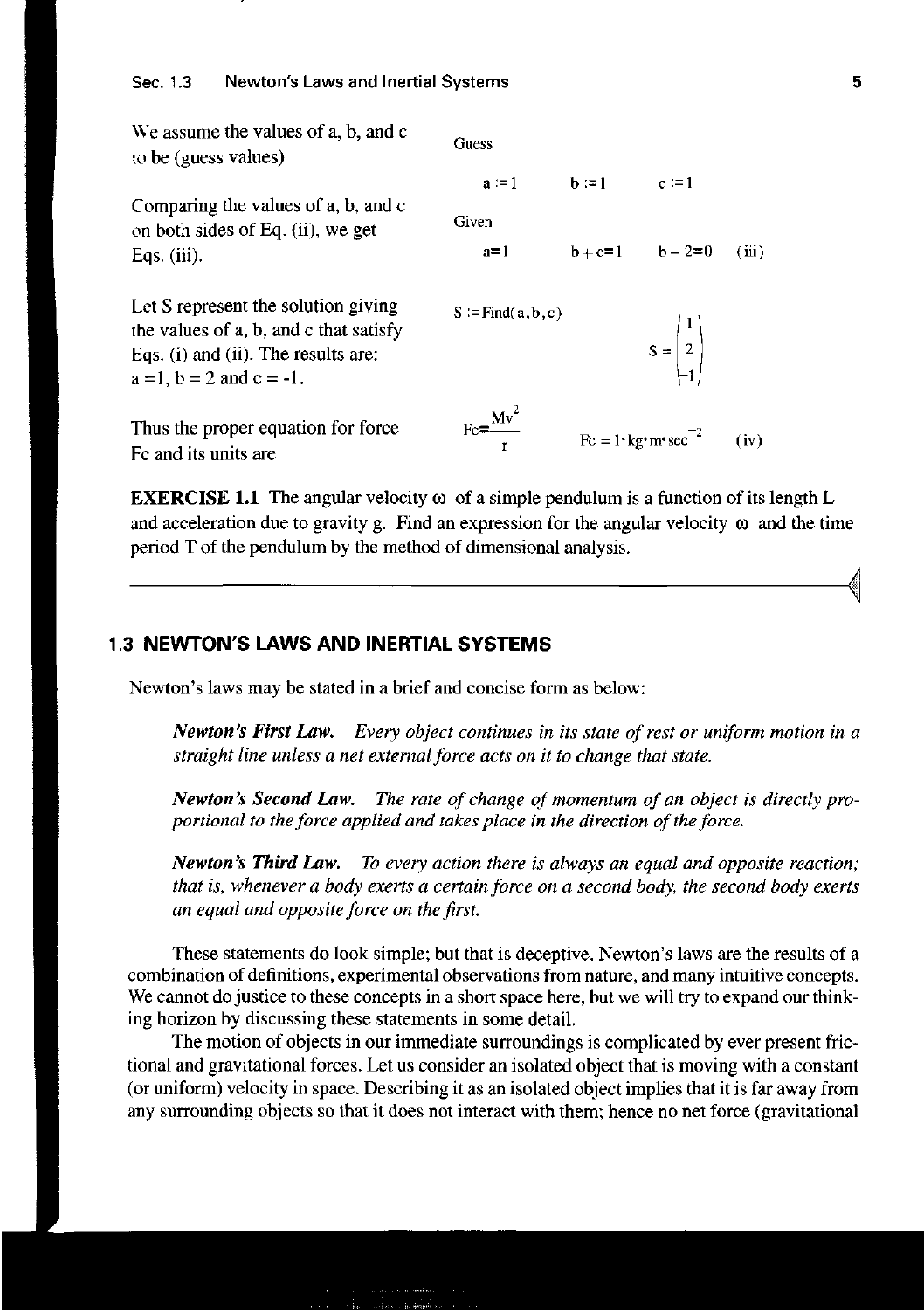We assume the values of a, b, and c to be (guess values)

Guess

$a := 1 \qquad b := 1 \qquad c := 1$

Comparing the values of a, b, and c on both sides of Eq. (ii), we get Eqs. (iii).

Given

$$a = 1 \qquad b + c = 1 \qquad b - 2 = 0 \qquad \text{(iii)}$$

Let S represent the solution giving the values of a, b, and c that satisfy Eqs. (i) and (ii). The results are: a = 1, b = 2 and c = -1.

$S := \text{Find}(a, b, c)$

$$S = \begin{pmatrix} 1 \\ 2 \\ -1 \end{pmatrix}$$

Thus the proper equation for force Fc and its units are

$$Fc = \frac{Mv^2}{r} \qquad Fc = 1 \cdot kg \cdot m \cdot sec^{-2} \qquad \text{(iv)}$$

**EXERCISE 1.1** The angular velocity $\omega$ of a simple pendulum is a function of its length L and acceleration due to gravity g. Find an expression for the angular velocity $\omega$ and the time period T of the pendulum by the method of dimensional analysis.

## 1.3 NEWTON'S LAWS AND INERTIAL SYSTEMS

Newton's laws may be stated in a brief and concise form as below:

***Newton's First Law.*** *Every object continues in its state of rest or uniform motion in a straight line unless a net external force acts on it to change that state.*

***Newton's Second Law.*** *The rate of change of momentum of an object is directly proportional to the force applied and takes place in the direction of the force.*

***Newton's Third Law.*** *To every action there is always an equal and opposite reaction; that is, whenever a body exerts a certain force on a second body, the second body exerts an equal and opposite force on the first.*

These statements do look simple; but that is deceptive. Newton's laws are the results of a combination of definitions, experimental observations from nature, and many intuitive concepts. We cannot do justice to these concepts in a short space here, but we will try to expand our thinking horizon by discussing these statements in some detail.

The motion of objects in our immediate surroundings is complicated by ever present frictional and gravitational forces. Let us consider an isolated object that is moving with a constant (or uniform) velocity in space. Describing it as an isolated object implies that it is far away from any surrounding objects so that it does not interact with them; hence no net force (gravitational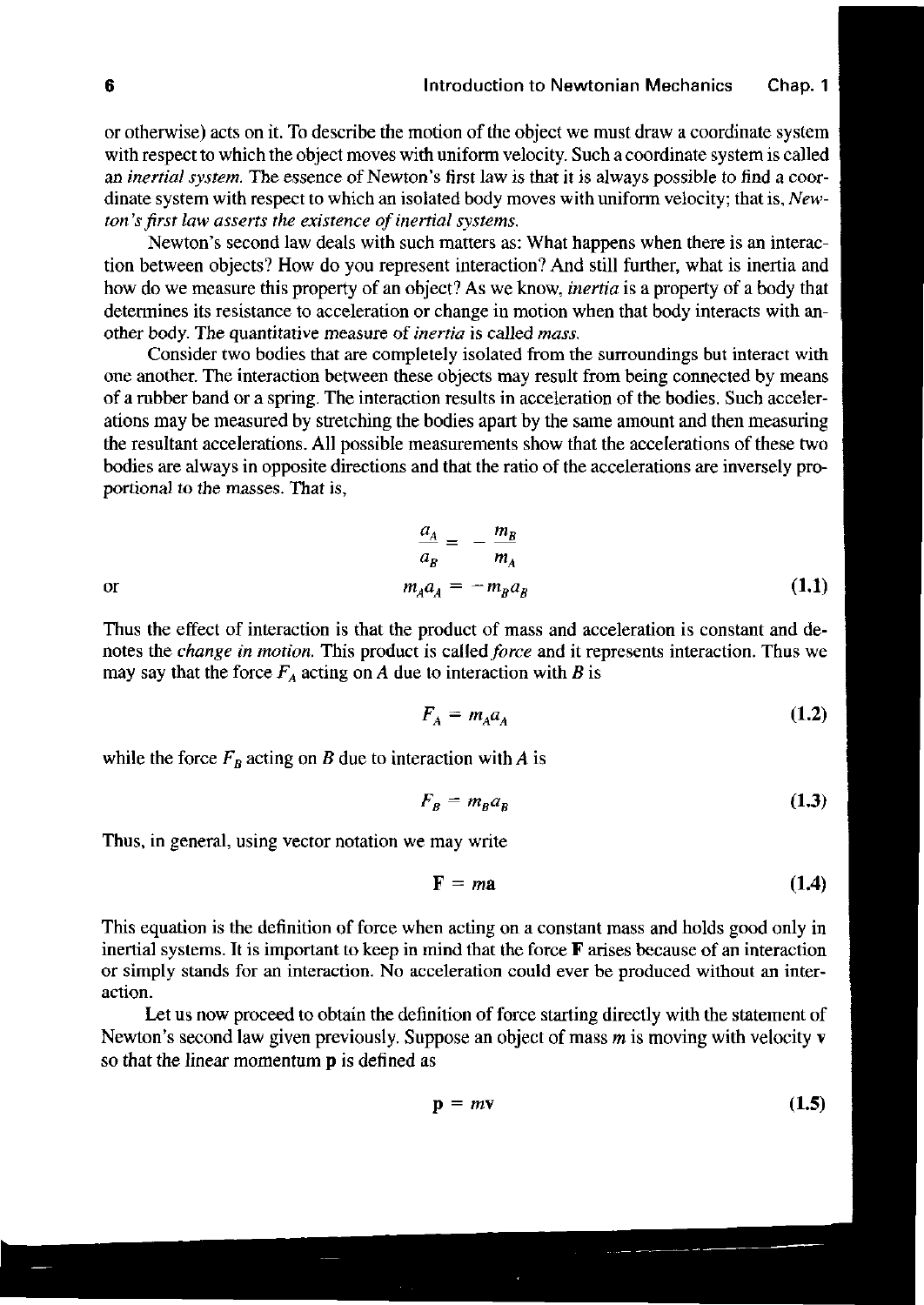or otherwise) acts on it. To describe the motion of the object we must draw a coordinate system with respect to which the object moves with uniform velocity. Such a coordinate system is called an *inertial system*. The essence of Newton's first law is that it is always possible to find a coordinate system with respect to which an isolated body moves with uniform velocity; that is, *Newton's first law asserts the existence of inertial systems.*

Newton's second law deals with such matters as: What happens when there is an interaction between objects? How do you represent interaction? And still further, what is inertia and how do we measure this property of an object? As we know, *inertia* is a property of a body that determines its resistance to acceleration or change in motion when that body interacts with another body. The quantitative measure of *inertia* is called *mass*.

Consider two bodies that are completely isolated from the surroundings but interact with one another. The interaction between these objects may result from being connected by means of a rubber band or a spring. The interaction results in acceleration of the bodies. Such accelerations may be measured by stretching the bodies apart by the same amount and then measuring the resultant accelerations. All possible measurements show that the accelerations of these two bodies are always in opposite directions and that the ratio of the accelerations are inversely proportional to the masses. That is,

$$\frac{a_A}{a_B} = -\frac{m_B}{m_A}$$

or

$$m_A a_A = -m_B a_B \tag{1.1}$$

Thus the effect of interaction is that the product of mass and acceleration is constant and denotes the *change in motion*. This product is called *force* and it represents interaction. Thus we may say that the force $F_A$ acting on $A$ due to interaction with $B$ is

$$F_A = m_A a_A \tag{1.2}$$

while the force $F_B$ acting on $B$ due to interaction with $A$ is

$$F_B = m_B a_B \tag{1.3}$$

Thus, in general, using vector notation we may write

$$\mathbf{F} = m\mathbf{a} \tag{1.4}$$

This equation is the definition of force when acting on a constant mass and holds good only in inertial systems. It is important to keep in mind that the force $\mathbf{F}$ arises because of an interaction or simply stands for an interaction. No acceleration could ever be produced without an interaction.

Let us now proceed to obtain the definition of force starting directly with the statement of Newton's second law given previously. Suppose an object of mass $m$ is moving with velocity $\mathbf{v}$ so that the linear momentum $\mathbf{p}$ is defined as

$$\mathbf{p} = m\mathbf{v} \tag{1.5}$$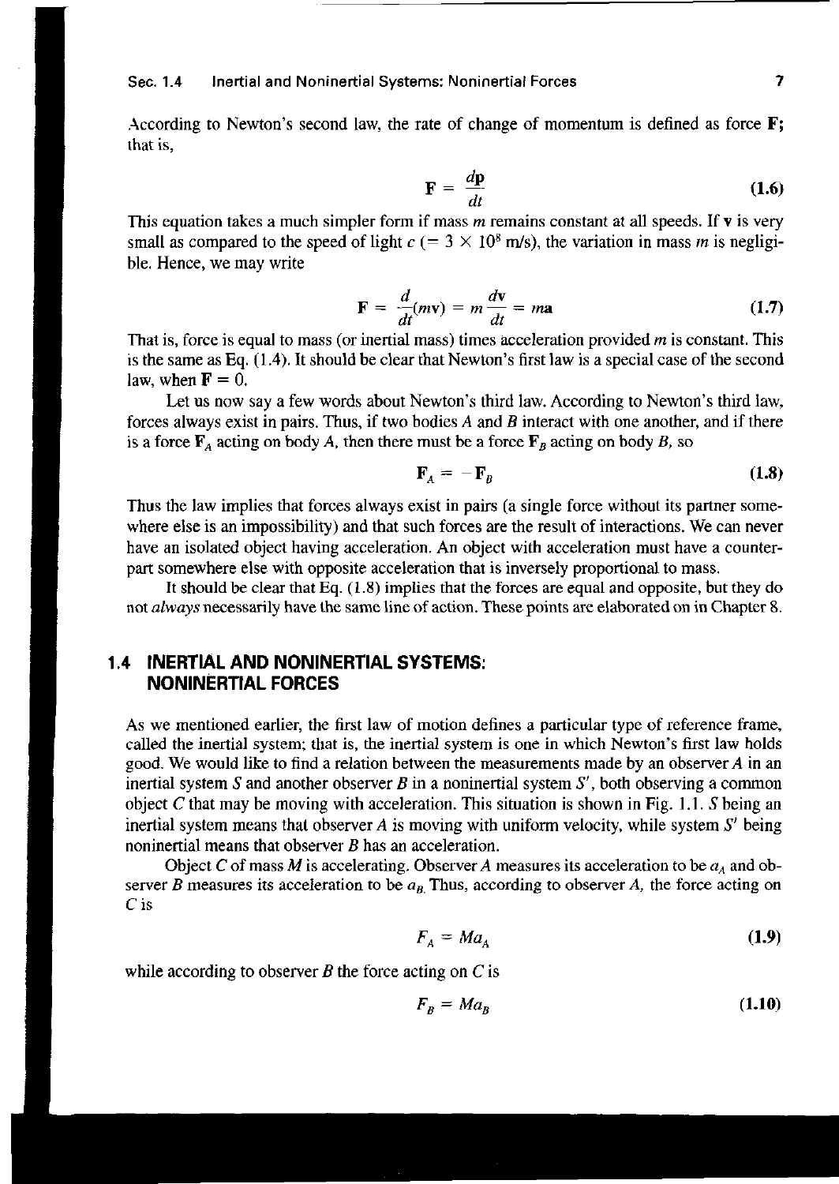According to Newton's second law, the rate of change of momentum is defined as force $\mathbf{F}$; that is,

$$\mathbf{F} = \frac{d\mathbf{p}}{dt} \tag{1.6}$$

This equation takes a much simpler form if mass $m$ remains constant at all speeds. If $\mathbf{v}$ is very small as compared to the speed of light $c$ $(= 3 \times 10^8$ m/s), the variation in mass $m$ is negligible. Hence, we may write

$$\mathbf{F} = \frac{d}{dt}(m\mathbf{v}) = m\frac{d\mathbf{v}}{dt} = m\mathbf{a} \tag{1.7}$$

That is, force is equal to mass (or inertial mass) times acceleration provided $m$ is constant. This is the same as Eq. (1.4). It should be clear that Newton's first law is a special case of the second law, when $\mathbf{F} = 0$.

Let us now say a few words about Newton's third law. According to Newton's third law, forces always exist in pairs. Thus, if two bodies $A$ and $B$ interact with one another, and if there is a force $\mathbf{F}_A$ acting on body $A$, then there must be a force $\mathbf{F}_B$ acting on body $B$, so

$$\mathbf{F}_A = -\mathbf{F}_B \tag{1.8}$$

Thus the law implies that forces always exist in pairs (a single force without its partner somewhere else is an impossibility) and that such forces are the result of interactions. We can never have an isolated object having acceleration. An object with acceleration must have a counterpart somewhere else with opposite acceleration that is inversely proportional to mass.

It should be clear that Eq. (1.8) implies that the forces are equal and opposite, but they do not *always* necessarily have the same line of action. These points are elaborated on in Chapter 8.

## 1.4 INERTIAL AND NONINERTIAL SYSTEMS: NONINERTIAL FORCES

As we mentioned earlier, the first law of motion defines a particular type of reference frame, called the inertial system; that is, the inertial system is one in which Newton's first law holds good. We would like to find a relation between the measurements made by an observer $A$ in an inertial system $S$ and another observer $B$ in a noninertial system $S'$, both observing a common object $C$ that may be moving with acceleration. This situation is shown in Fig. 1.1. $S$ being an inertial system means that observer $A$ is moving with uniform velocity, while system $S'$ being noninertial means that observer $B$ has an acceleration.

Object $C$ of mass $M$ is accelerating. Observer $A$ measures its acceleration to be $a_A$ and observer $B$ measures its acceleration to be $a_B$. Thus, according to observer $A$, the force acting on $C$ is

$$F_A = Ma_A \tag{1.9}$$

while according to observer $B$ the force acting on $C$ is

$$F_B = Ma_B \tag{1.10}$$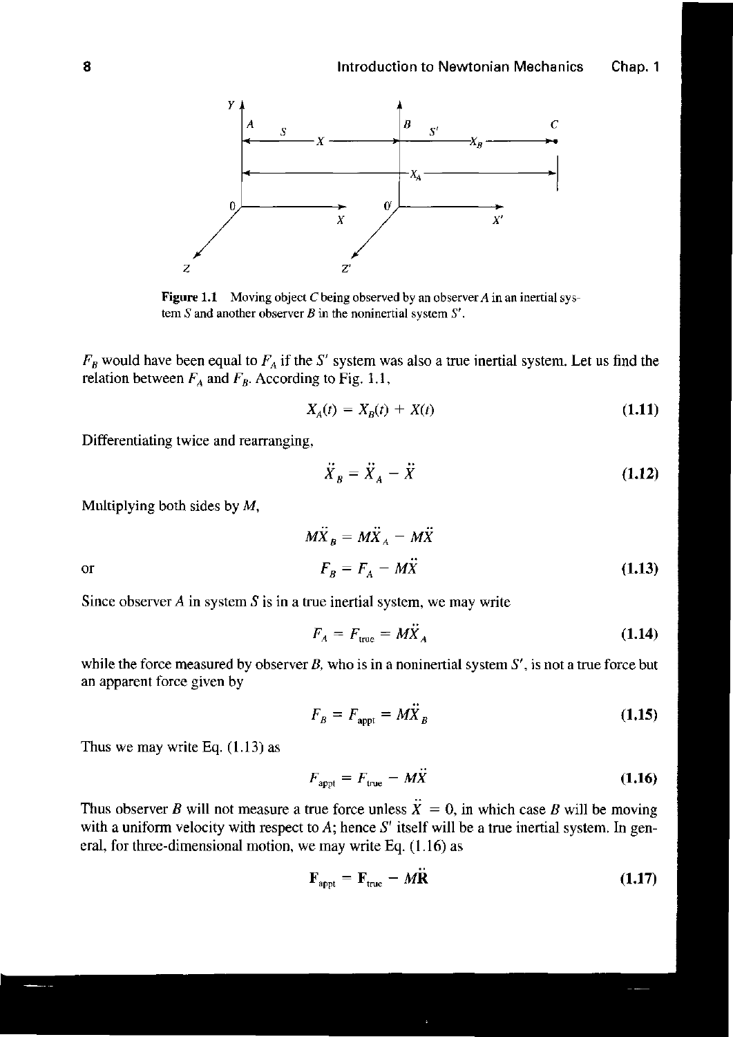Figure 1.1 Moving object $C$ being observed by an observer $A$ in an inertial system $S$ and another observer $B$ in the noninertial system $S'$.

$F_B$ would have been equal to $F_A$ if the $S'$ system was also a true inertial system. Let us find the relation between $F_A$ and $F_B$. According to Fig. 1.1,

$$X_A(t) = X_B(t) + X(t) \tag{1.11}$$

Differentiating twice and rearranging,

$$\ddot{X}_B = \ddot{X}_A - \ddot{X} \tag{1.12}$$

Multiplying both sides by $M$,

$$M\ddot{X}_B = M\ddot{X}_A - M\ddot{X}$$

or

$$F_B = F_A - M\ddot{X} \tag{1.13}$$

Since observer $A$ in system $S$ is in a true inertial system, we may write

$$F_A = F_{\text{true}} = M\ddot{X}_A \tag{1.14}$$

while the force measured by observer $B$, who is in a noninertial system $S'$, is not a true force but an apparent force given by

$$F_B = F_{\text{appt}} = M\ddot{X}_B \tag{1.15}$$

Thus we may write Eq. (1.13) as

$$F_{\text{appt}} = F_{\text{true}} - M\ddot{X} \tag{1.16}$$

Thus observer $B$ will not measure a true force unless $\ddot{X} = 0$, in which case $B$ will be moving with a uniform velocity with respect to $A$; hence $S'$ itself will be a true inertial system. In general, for three-dimensional motion, we may write Eq. (1.16) as

$$\mathbf{F}_{\text{appt}} = \mathbf{F}_{\text{true}} - M\ddot{\mathbf{R}} \tag{1.17}$$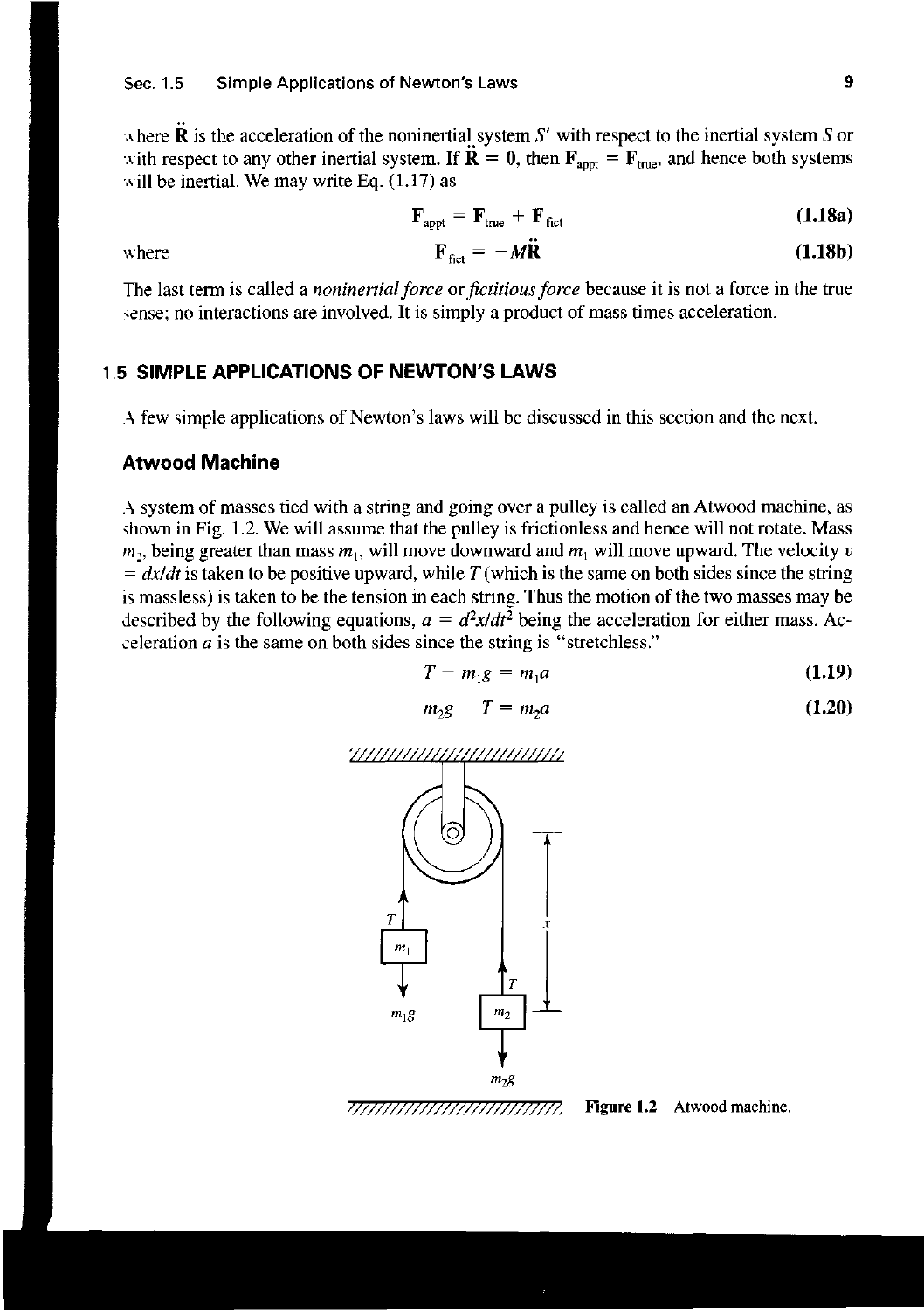where $\ddot{\mathbf{R}}$ is the acceleration of the noninertial system $S'$ with respect to the inertial system $S$ or with respect to any other inertial system. If $\ddot{\mathbf{R}} = \mathbf{0}$, then $\mathbf{F}_{\text{appt}} = \mathbf{F}_{\text{true}}$, and hence both systems will be inertial. We may write Eq. (1.17) as

$$\mathbf{F}_{\text{appt}} = \mathbf{F}_{\text{true}} + \mathbf{F}_{\text{fict}} \tag{1.18a}$$

where

$$\mathbf{F}_{\text{fict}} = -M\ddot{\mathbf{R}} \tag{1.18b}$$

The last term is called a *noninertial force* or *fictitious force* because it is not a force in the true sense; no interactions are involved. It is simply a product of mass times acceleration.

## 1.5 SIMPLE APPLICATIONS OF NEWTON'S LAWS

A few simple applications of Newton's laws will be discussed in this section and the next.

### Atwood Machine

A system of masses tied with a string and going over a pulley is called an Atwood machine, as shown in Fig. 1.2. We will assume that the pulley is frictionless and hence will not rotate. Mass $m_2$, being greater than mass $m_1$, will move downward and $m_1$ will move upward. The velocity $v = dx/dt$ is taken to be positive upward, while $T$ (which is the same on both sides since the string is massless) is taken to be the tension in each string. Thus the motion of the two masses may be described by the following equations, $a = d^2x/dt^2$ being the acceleration for either mass. Acceleration $a$ is the same on both sides since the string is "stretchless."

$$T - m_1 g = m_1 a \tag{1.19}$$

$$m_2 g - T = m_2 a \tag{1.20}$$

**Figure 1.2** Atwood machine.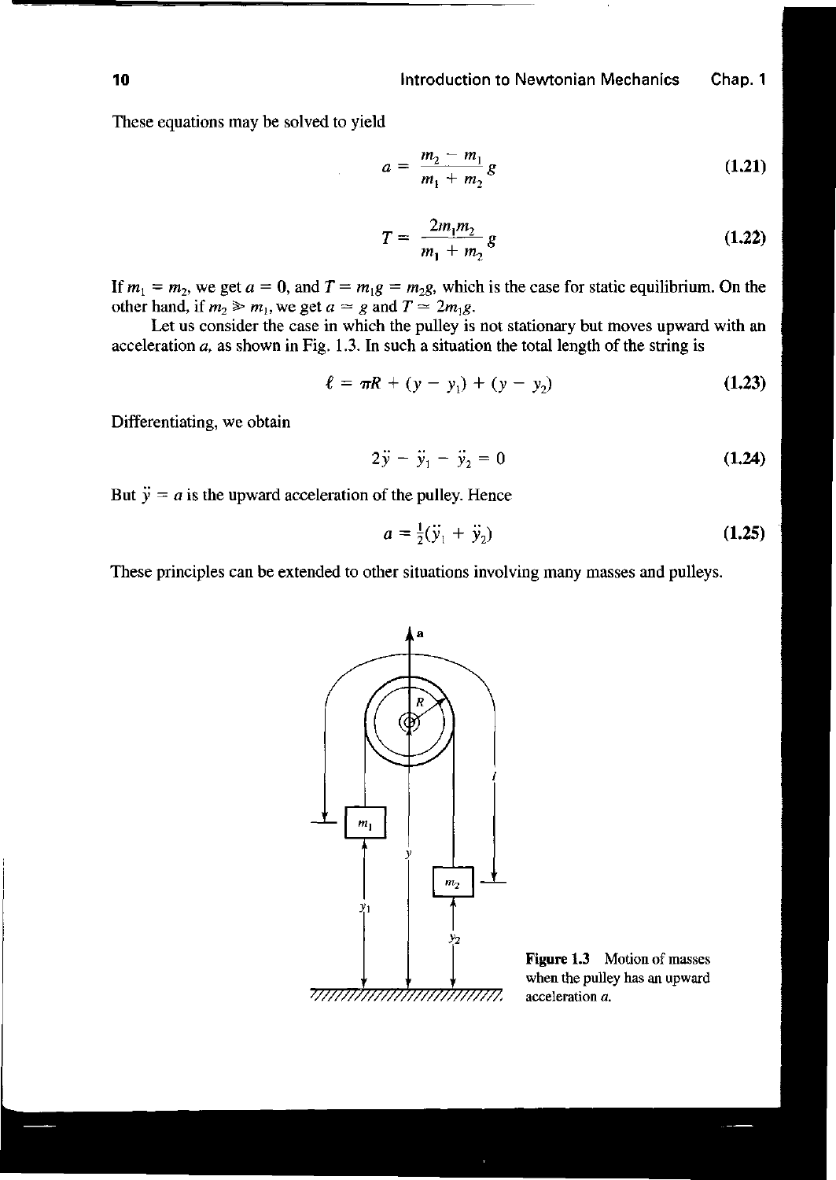These equations may be solved to yield

$$a = \frac{m_2 - m_1}{m_1 + m_2} g \tag{1.21}$$

$$T = \frac{2m_1 m_2}{m_1 + m_2} g \tag{1.22}$$

If $m_1 = m_2$, we get $a = 0$, and $T = m_1 g = m_2 g$, which is the case for static equilibrium. On the other hand, if $m_2 \gg m_1$, we get $a \simeq g$ and $T \simeq 2m_1 g$.

Let us consider the case in which the pulley is not stationary but moves upward with an acceleration $a$, as shown in Fig. 1.3. In such a situation the total length of the string is

$$\ell = \pi R + (y - y_1) + (y - y_2) \tag{1.23}$$

Differentiating, we obtain

$$2\ddot{y} - \ddot{y}_1 - \ddot{y}_2 = 0 \tag{1.24}$$

But $\ddot{y} = a$ is the upward acceleration of the pulley. Hence

$$a = \tfrac{1}{2}(\ddot{y}_1 + \ddot{y}_2) \tag{1.25}$$

These principles can be extended to other situations involving many masses and pulleys.

**Figure 1.3** Motion of masses when the pulley has an upward acceleration $a$.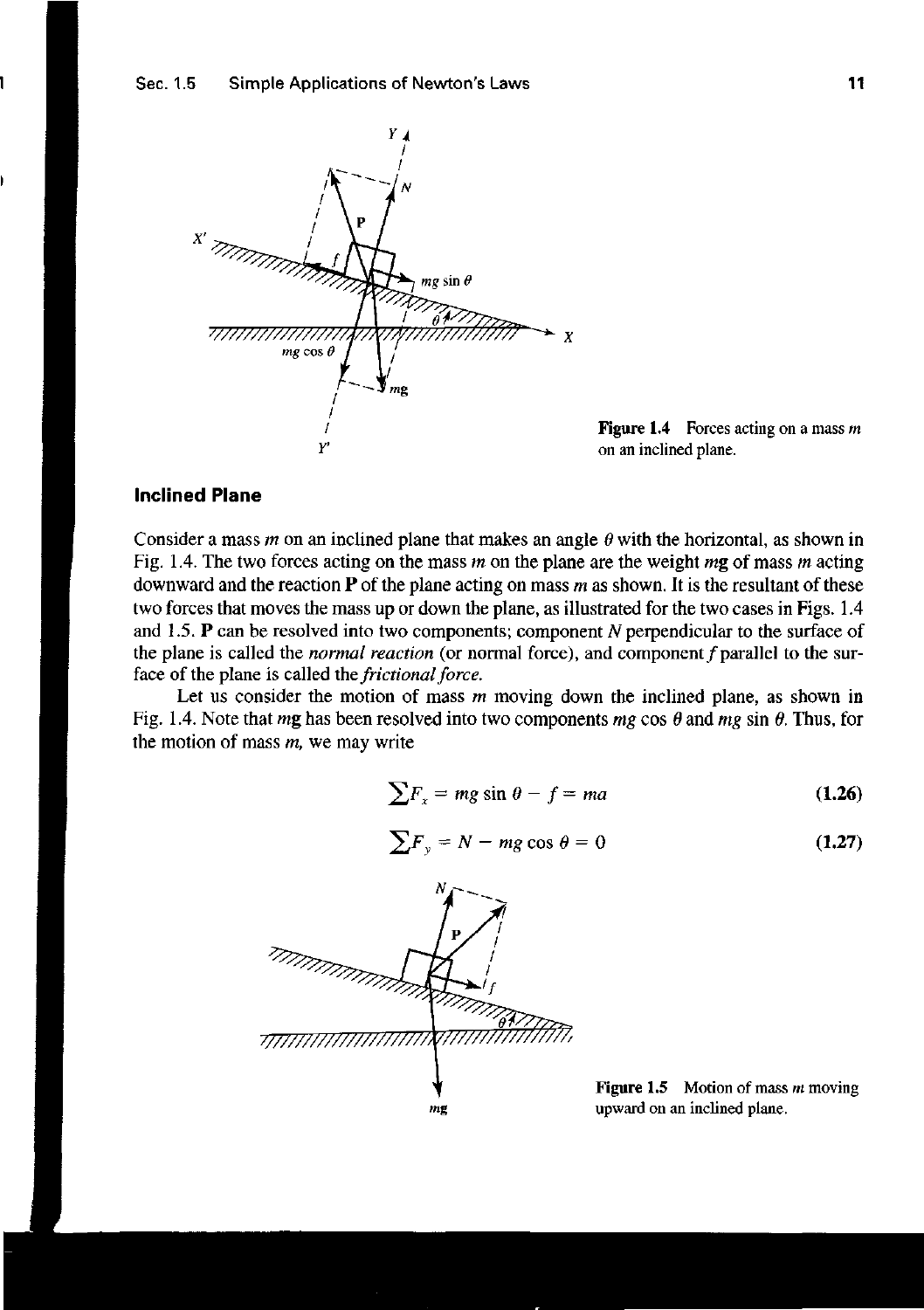Figure 1.4 Forces acting on a mass $m$ on an inclined plane.

### Inclined Plane

Consider a mass $m$ on an inclined plane that makes an angle $\theta$ with the horizontal, as shown in Fig. 1.4. The two forces acting on the mass $m$ on the plane are the weight $mg$ of mass $m$ acting downward and the reaction **P** of the plane acting on mass $m$ as shown. It is the resultant of these two forces that moves the mass up or down the plane, as illustrated for the two cases in Figs. 1.4 and 1.5. **P** can be resolved into two components; component $N$ perpendicular to the surface of the plane is called the *normal reaction* (or normal force), and component $f$ parallel to the surface of the plane is called the *frictional force.*

Let us consider the motion of mass $m$ moving down the inclined plane, as shown in Fig. 1.4. Note that $mg$ has been resolved into two components $mg \cos \theta$ and $mg \sin \theta$. Thus, for the motion of mass $m$, we may write

$$\sum F_x = mg \sin \theta - f = ma \tag{1.26}$$

$$\sum F_y = N - mg \cos \theta = 0 \tag{1.27}$$

Figure 1.5 Motion of mass $m$ moving upward on an inclined plane.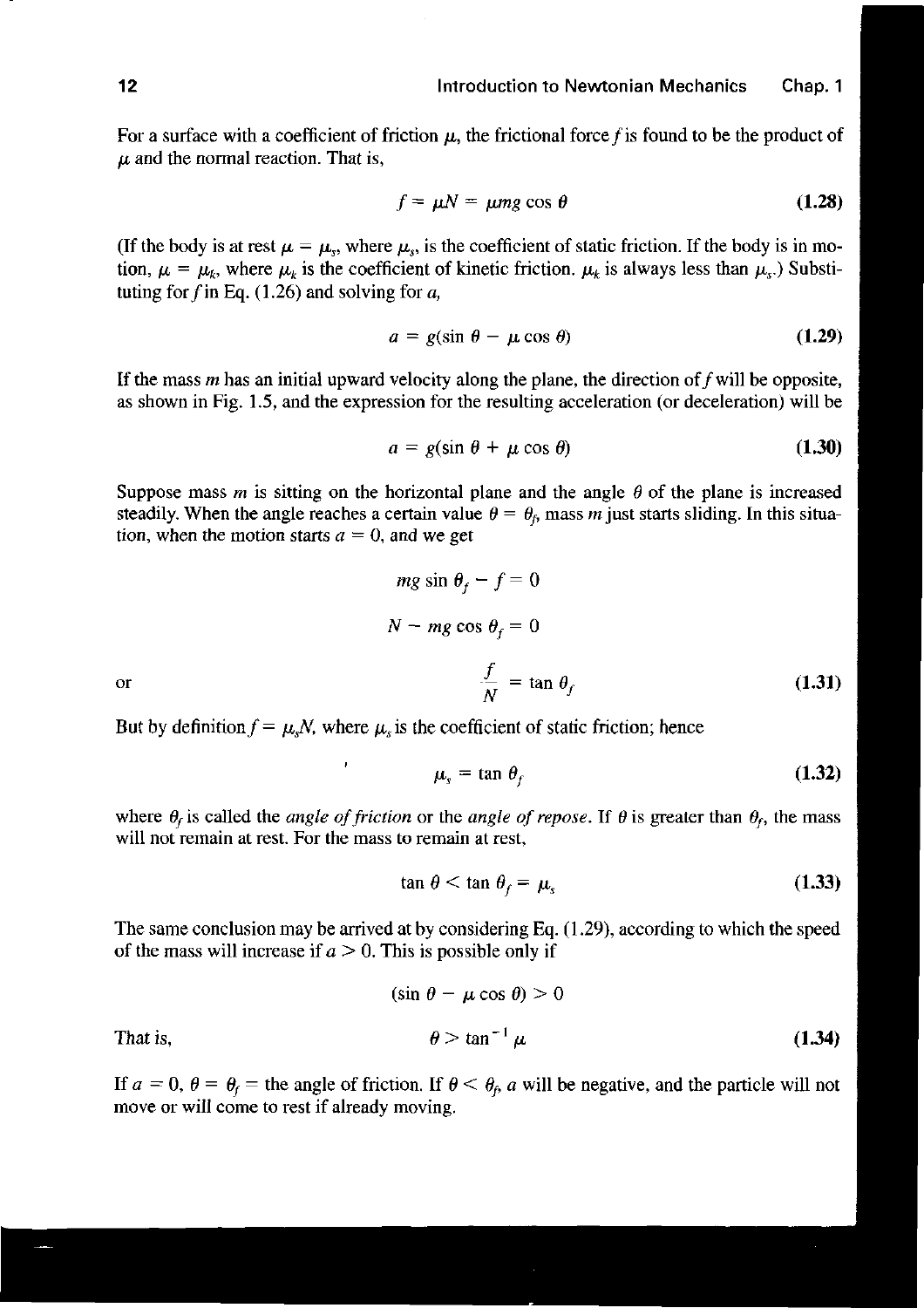For a surface with a coefficient of friction $\mu$, the frictional force $f$ is found to be the product of $\mu$ and the normal reaction. That is,

$$f = \mu N = \mu mg \cos \theta \tag{1.28}$$

(If the body is at rest $\mu = \mu_s$, where $\mu_s$, is the coefficient of static friction. If the body is in motion, $\mu = \mu_k$, where $\mu_k$ is the coefficient of kinetic friction. $\mu_k$ is always less than $\mu_s$.) Substituting for $f$ in Eq. (1.26) and solving for $a$,

$$a = g(\sin \theta - \mu \cos \theta) \tag{1.29}$$

If the mass $m$ has an initial upward velocity along the plane, the direction of $f$ will be opposite, as shown in Fig. 1.5, and the expression for the resulting acceleration (or deceleration) will be

$$a = g(\sin \theta + \mu \cos \theta) \tag{1.30}$$

Suppose mass $m$ is sitting on the horizontal plane and the angle $\theta$ of the plane is increased steadily. When the angle reaches a certain value $\theta = \theta_f$, mass $m$ just starts sliding. In this situation, when the motion starts $a = 0$, and we get

$$mg \sin \theta_f - f = 0$$

$$N - mg \cos \theta_f = 0$$

or

$$\frac{f}{N} = \tan \theta_f \tag{1.31}$$

But by definition $f = \mu_s N$, where $\mu_s$ is the coefficient of static friction; hence

$$\mu_s = \tan \theta_f \tag{1.32}$$

where $\theta_f$ is called the *angle of friction* or the *angle of repose*. If $\theta$ is greater than $\theta_f$, the mass will not remain at rest. For the mass to remain at rest,

$$\tan \theta < \tan \theta_f = \mu_s \tag{1.33}$$

The same conclusion may be arrived at by considering Eq. (1.29), according to which the speed of the mass will increase if $a > 0$. This is possible only if

$$(\sin \theta - \mu \cos \theta) > 0$$

That is,

$$\theta > \tan^{-1} \mu \tag{1.34}$$

If $a = 0$, $\theta = \theta_f =$ the angle of friction. If $\theta < \theta_f$, $a$ will be negative, and the particle will not move or will come to rest if already moving.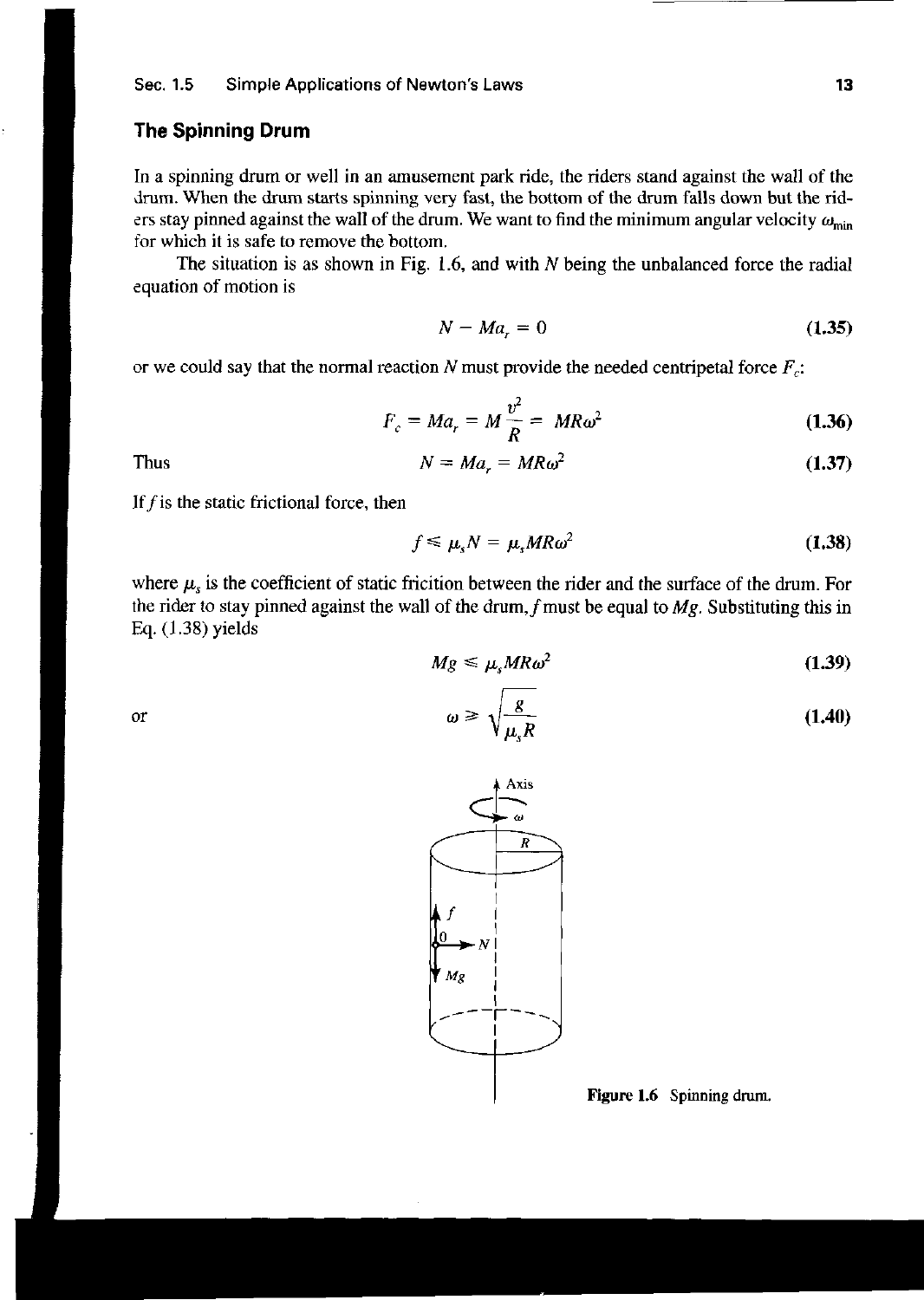### The Spinning Drum

In a spinning drum or well in an amusement park ride, the riders stand against the wall of the drum. When the drum starts spinning very fast, the bottom of the drum falls down but the riders stay pinned against the wall of the drum. We want to find the minimum angular velocity $\omega_{min}$ for which it is safe to remove the bottom.

The situation is as shown in Fig. 1.6, and with $N$ being the unbalanced force the radial equation of motion is

$$N - Ma_r = 0 \tag{1.35}$$

or we could say that the normal reaction $N$ must provide the needed centripetal force $F_c$:

$$F_c = Ma_r = M\frac{v^2}{R} = MR\omega^2 \tag{1.36}$$

Thus

$$N = Ma_r = MR\omega^2 \tag{1.37}$$

If $f$ is the static frictional force, then

$$f \leqslant \mu_s N = \mu_s MR\omega^2 \tag{1.38}$$

where $\mu_s$ is the coefficient of static fricition between the rider and the surface of the drum. For the rider to stay pinned against the wall of the drum, $f$ must be equal to $Mg$. Substituting this in Eq. (1.38) yields

$$Mg \leqslant \mu_s MR\omega^2 \tag{1.39}$$

or

$$\omega \geqslant \sqrt{\frac{g}{\mu_s R}} \tag{1.40}$$

Figure 1.6 Spinning drum.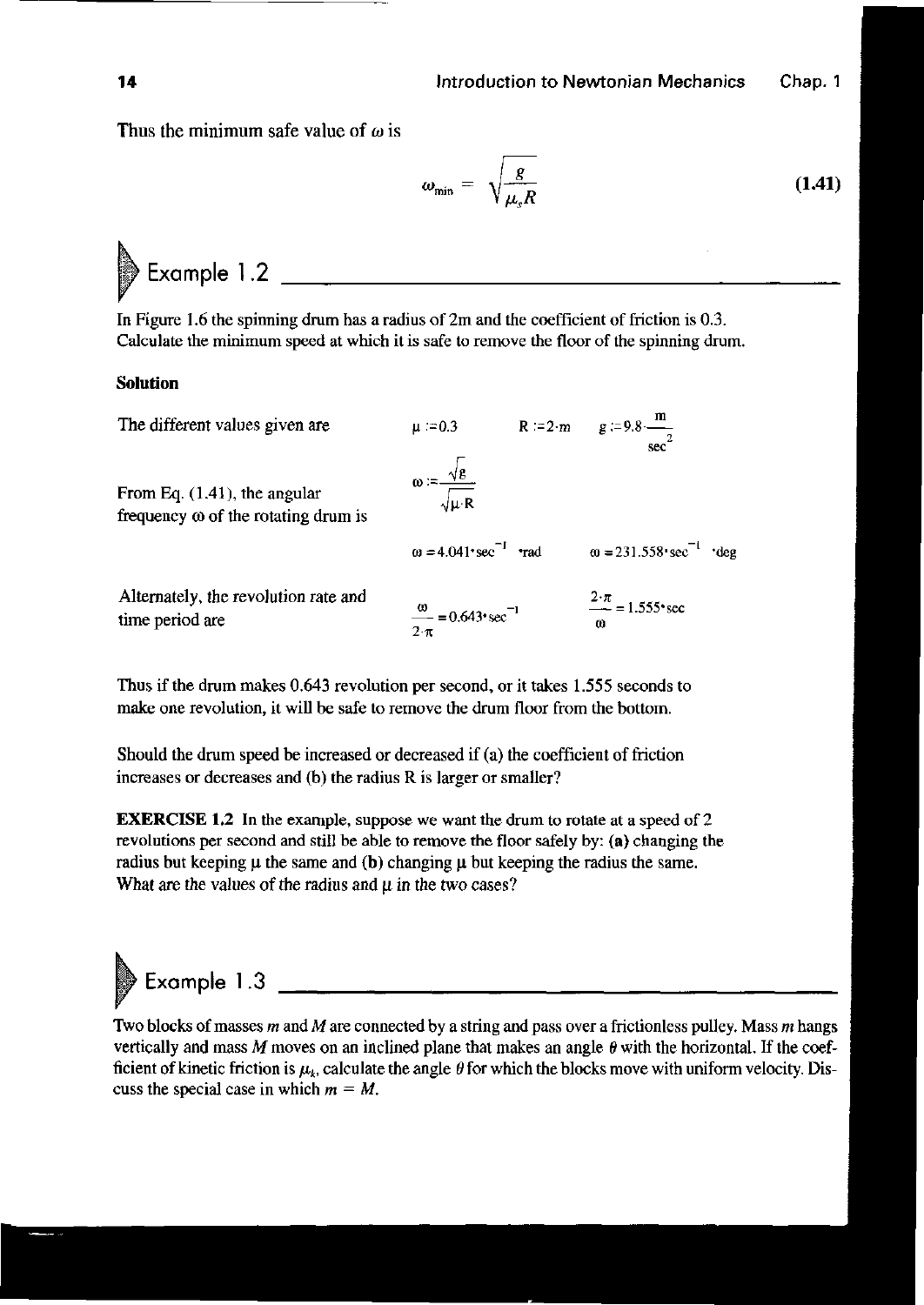Thus the minimum safe value of $\omega$ is

$$\omega_{\min} = \sqrt{\frac{g}{\mu_s R}} \tag{1.41}$$

## Example 1.2

In Figure 1.6 the spinning drum has a radius of 2m and the coefficient of friction is 0.3. Calculate the minimum speed at which it is safe to remove the floor of the spinning drum.

**Solution**

The different values given are $\quad \mu := 0.3 \quad R := 2 \cdot m \quad g := 9.8 \cdot \frac{m}{sec^2}$

From Eq. (1.41), the angular frequency $\omega$ of the rotating drum is

$$\omega := \frac{\sqrt{g}}{\sqrt{\mu \cdot R}}$$

$$\omega = 4.041 \cdot sec^{-1} \cdot rad \qquad \omega = 231.558 \cdot sec^{-1} \cdot deg$$

Alternately, the revolution rate and time period are

$$\frac{\omega}{2 \cdot \pi} = 0.643 \cdot sec^{-1} \qquad \frac{2 \cdot \pi}{\omega} = 1.555 \cdot sec$$

Thus if the drum makes 0.643 revolution per second, or it takes 1.555 seconds to make one revolution, it will be safe to remove the drum floor from the bottom.

Should the drum speed be increased or decreased if (a) the coefficient of friction increases or decreases and (b) the radius R is larger or smaller?

**EXERCISE 1.2** In the example, suppose we want the drum to rotate at a speed of 2 revolutions per second and still be able to remove the floor safely by: **(a)** changing the radius but keeping $\mu$ the same and **(b)** changing $\mu$ but keeping the radius the same. What are the values of the radius and $\mu$ in the two cases?

## Example 1.3

Two blocks of masses $m$ and $M$ are connected by a string and pass over a frictionless pulley. Mass $m$ hangs vertically and mass $M$ moves on an inclined plane that makes an angle $\theta$ with the horizontal. If the coefficient of kinetic friction is $\mu_k$, calculate the angle $\theta$ for which the blocks move with uniform velocity. Discuss the special case in which $m = M$.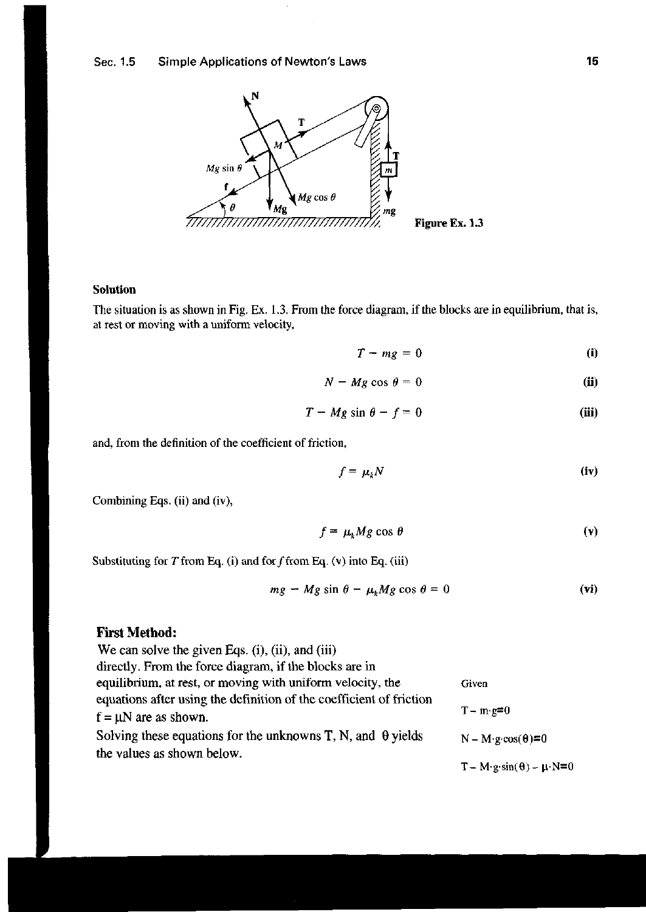Figure Ex. 1.3

**Solution**

The situation is as shown in Fig. Ex. 1.3. From the force diagram, if the blocks are in equilibrium, that is, at rest or moving with a uniform velocity,

$$T - mg = 0 \tag{i}$$

$$N - Mg\cos\theta = 0 \tag{ii}$$

$$T - Mg\sin\theta - f = 0 \tag{iii}$$

and, from the definition of the coefficient of friction,

$$f = \mu_k N \tag{iv}$$

Combining Eqs. (ii) and (iv),

$$f = \mu_k Mg\cos\theta \tag{v}$$

Substituting for $T$ from Eq. (i) and for $f$ from Eq. (v) into Eq. (iii)

$$mg - Mg\sin\theta - \mu_k Mg\cos\theta = 0 \tag{vi}$$

## First Method:

We can solve the given Eqs. (i), (ii), and (iii) directly. From the force diagram, if the blocks are in equilibrium, at rest, or moving with uniform velocity, the equations after using the definition of the coefficient of friction $f = \mu N$ are as shown.

Solving these equations for the unknowns T, N, and $\theta$ yields the values as shown below.

Given

$$T - m\cdot g = 0$$

$$N - M\cdot g\cdot\cos(\theta) = 0$$

$$T - M\cdot g\cdot\sin(\theta) - \mu\cdot N = 0$$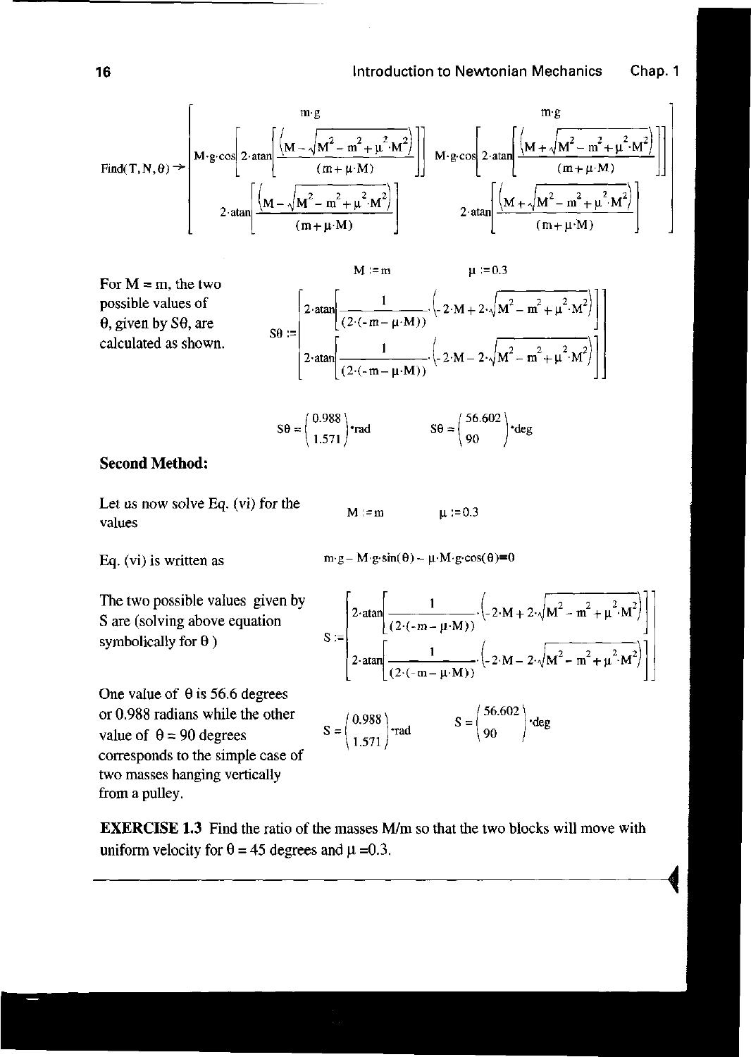$$
\text{Find}(T, N, \theta) \rightarrow \begin{bmatrix} \dfrac{m \cdot g}{M \cdot g \cdot \cos\left[2 \cdot \text{atan}\left[\dfrac{\left(M - \sqrt{M^2 - m^2 + \mu^2 \cdot M^2}\right)}{(m + \mu \cdot M)}\right]\right]} & \dfrac{m \cdot g}{M \cdot g \cdot \cos\left[2 \cdot \text{atan}\left[\dfrac{\left(M + \sqrt{M^2 - m^2 + \mu^2 \cdot M^2}\right)}{(m + \mu \cdot M)}\right]\right]} \\ 2 \cdot \text{atan}\left[\dfrac{\left(M - \sqrt{M^2 - m^2 + \mu^2 \cdot M^2}\right)}{(m + \mu \cdot M)}\right] & 2 \cdot \text{atan}\left[\dfrac{\left(M + \sqrt{M^2 - m^2 + \mu^2 \cdot M^2}\right)}{(m + \mu \cdot M)}\right] \end{bmatrix}
$$

For M = m, the two possible values of $\theta$, given by $S\theta$, are calculated as shown.

$$
M := m \qquad \mu := 0.3
$$

$$
S\theta := \begin{bmatrix} 2 \cdot \text{atan}\left[\dfrac{1}{(2 \cdot (-m - \mu \cdot M))} \cdot \left(-2 \cdot M + 2 \cdot \sqrt{M^2 - m^2 + \mu^2 \cdot M^2}\right)\right] \\ 2 \cdot \text{atan}\left[\dfrac{1}{(2 \cdot (-m - \mu \cdot M))} \cdot \left(-2 \cdot M - 2 \cdot \sqrt{M^2 - m^2 + \mu^2 \cdot M^2}\right)\right] \end{bmatrix}
$$

$$
S\theta = \begin{pmatrix} 0.988 \\ 1.571 \end{pmatrix} \cdot \text{rad} \qquad S\theta = \begin{pmatrix} 56.602 \\ 90 \end{pmatrix} \cdot \text{deg}
$$

**Second Method:**

Let us now solve Eq. (vi) for the values

$$
M := m \qquad \mu := 0.3
$$

Eq. (vi) is written as

$$
m \cdot g - M \cdot g \cdot \sin(\theta) - \mu \cdot M \cdot g \cdot \cos(\theta) = 0
$$

The two possible values given by S are (solving above equation symbolically for $\theta$ )

$$
S := \begin{bmatrix} 2 \cdot \text{atan}\left[\dfrac{1}{(2 \cdot (-m - \mu \cdot M))} \cdot \left(-2 \cdot M + 2 \cdot \sqrt{M^2 - m^2 + \mu^2 \cdot M^2}\right)\right] \\ 2 \cdot \text{atan}\left[\dfrac{1}{(2 \cdot (-m - \mu \cdot M))} \cdot \left(-2 \cdot M - 2 \cdot \sqrt{M^2 - m^2 + \mu^2 \cdot M^2}\right)\right] \end{bmatrix}
$$

One value of $\theta$ is 56.6 degrees or 0.988 radians while the other value of $\theta = 90$ degrees corresponds to the simple case of two masses hanging vertically from a pulley.

$$
S = \begin{pmatrix} 0.988 \\ 1.571 \end{pmatrix} \cdot \text{rad} \qquad S = \begin{pmatrix} 56.602 \\ 90 \end{pmatrix} \cdot \text{deg}
$$

**EXERCISE 1.3** Find the ratio of the masses M/m so that the two blocks will move with uniform velocity for $\theta = 45$ degrees and $\mu = 0.3$.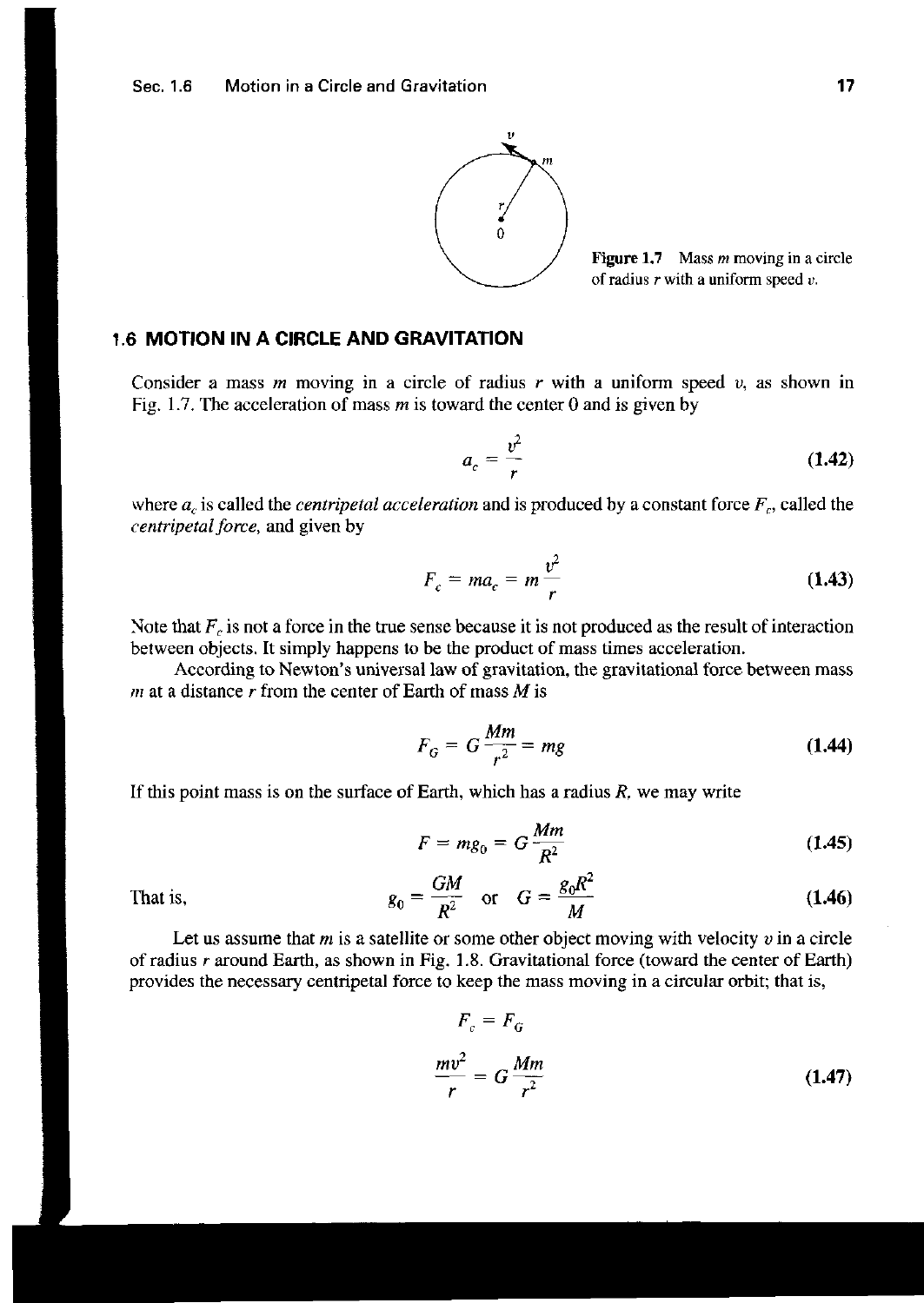Figure 1.7 Mass $m$ moving in a circle of radius $r$ with a uniform speed $v$.

## 1.6 MOTION IN A CIRCLE AND GRAVITATION

Consider a mass $m$ moving in a circle of radius $r$ with a uniform speed $v$, as shown in Fig. 1.7. The acceleration of mass $m$ is toward the center 0 and is given by

$$a_c = \frac{v^2}{r} \tag{1.42}$$

where $a_c$ is called the *centripetal acceleration* and is produced by a constant force $F_c$, called the *centripetal force*, and given by

$$F_c = ma_c = m\frac{v^2}{r} \tag{1.43}$$

Note that $F_c$ is not a force in the true sense because it is not produced as the result of interaction between objects. It simply happens to be the product of mass times acceleration.

According to Newton's universal law of gravitation, the gravitational force between mass $m$ at a distance $r$ from the center of Earth of mass $M$ is

$$F_G = G\frac{Mm}{r^2} = mg \tag{1.44}$$

If this point mass is on the surface of Earth, which has a radius $R$, we may write

$$F = mg_0 = G\frac{Mm}{R^2} \tag{1.45}$$

That is,

$$g_0 = \frac{GM}{R^2} \quad \text{or} \quad G = \frac{g_0R^2}{M} \tag{1.46}$$

Let us assume that $m$ is a satellite or some other object moving with velocity $v$ in a circle of radius $r$ around Earth, as shown in Fig. 1.8. Gravitational force (toward the center of Earth) provides the necessary centripetal force to keep the mass moving in a circular orbit; that is,

$$F_c = F_G$$

$$\frac{mv^2}{r} = G\frac{Mm}{r^2} \tag{1.47}$$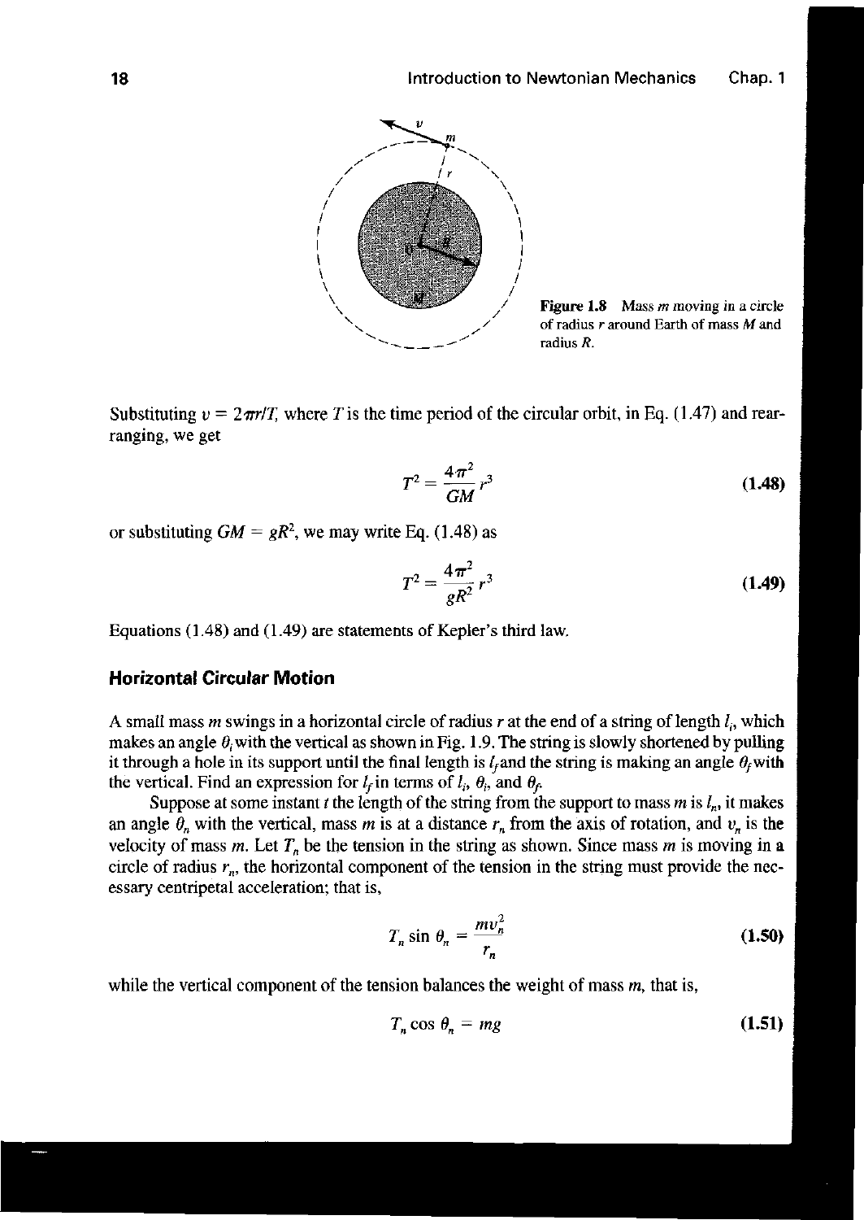Figure 1.8 Mass $m$ moving in a circle of radius $r$ around Earth of mass $M$ and radius $R$.

Substituting $v = 2\pi r/T$, where $T$ is the time period of the circular orbit, in Eq. (1.47) and rearranging, we get

$$T^2 = \frac{4\pi^2}{GM} r^3 \tag{1.48}$$

or substituting $GM = gR^2$, we may write Eq. (1.48) as

$$T^2 = \frac{4\pi^2}{gR^2} r^3 \tag{1.49}$$

Equations (1.48) and (1.49) are statements of Kepler's third law.

### Horizontal Circular Motion

A small mass $m$ swings in a horizontal circle of radius $r$ at the end of a string of length $l_i$, which makes an angle $\theta_i$ with the vertical as shown in Fig. 1.9. The string is slowly shortened by pulling it through a hole in its support until the final length is $l_f$ and the string is making an angle $\theta_f$ with the vertical. Find an expression for $l_f$ in terms of $l_i$, $\theta_i$, and $\theta_f$.

Suppose at some instant $t$ the length of the string from the support to mass $m$ is $l_n$, it makes an angle $\theta_n$ with the vertical, mass $m$ is at a distance $r_n$ from the axis of rotation, and $v_n$ is the velocity of mass $m$. Let $T_n$ be the tension in the string as shown. Since mass $m$ is moving in a circle of radius $r_n$, the horizontal component of the tension in the string must provide the necessary centripetal acceleration; that is,

$$T_n \sin \theta_n = \frac{m v_n^2}{r_n} \tag{1.50}$$

while the vertical component of the tension balances the weight of mass $m$, that is,

$$T_n \cos \theta_n = mg \tag{1.51}$$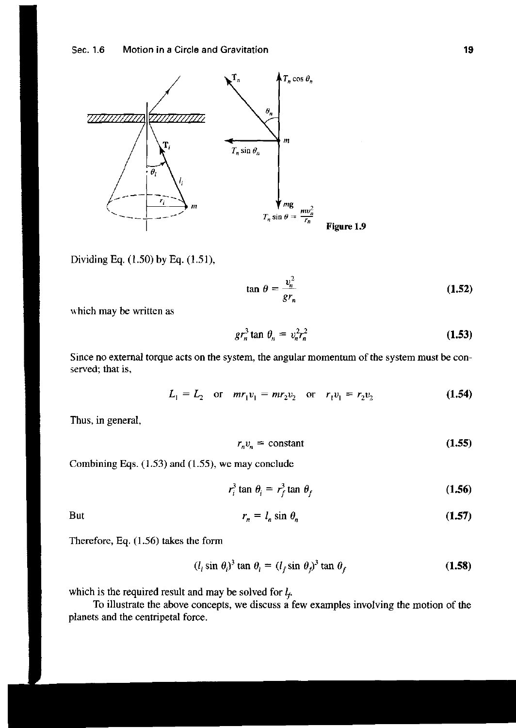Figure 1.9

Dividing Eq. (1.50) by Eq. (1.51),

$$\tan\theta = \frac{v_n^2}{g r_n} \tag{1.52}$$

which may be written as

$$g r_n^3 \tan\theta_n = v_n^2 r_n^2 \tag{1.53}$$

Since no external torque acts on the system, the angular momentum of the system must be conserved; that is,

$$L_1 = L_2 \quad \text{or} \quad m r_1 v_1 = m r_2 v_2 \quad \text{or} \quad r_1 v_1 = r_2 v_2 \tag{1.54}$$

Thus, in general,

$$r_n v_n = \text{constant} \tag{1.55}$$

Combining Eqs. (1.53) and (1.55), we may conclude

$$r_i^3 \tan\theta_i = r_f^3 \tan\theta_f \tag{1.56}$$

But

$$r_n = l_n \sin\theta_n \tag{1.57}$$

Therefore, Eq. (1.56) takes the form

$$(l_i \sin\theta_i)^3 \tan\theta_i = (l_f \sin\theta_f)^3 \tan\theta_f \tag{1.58}$$

which is the required result and may be solved for $l_f$.

To illustrate the above concepts, we discuss a few examples involving the motion of the planets and the centripetal force.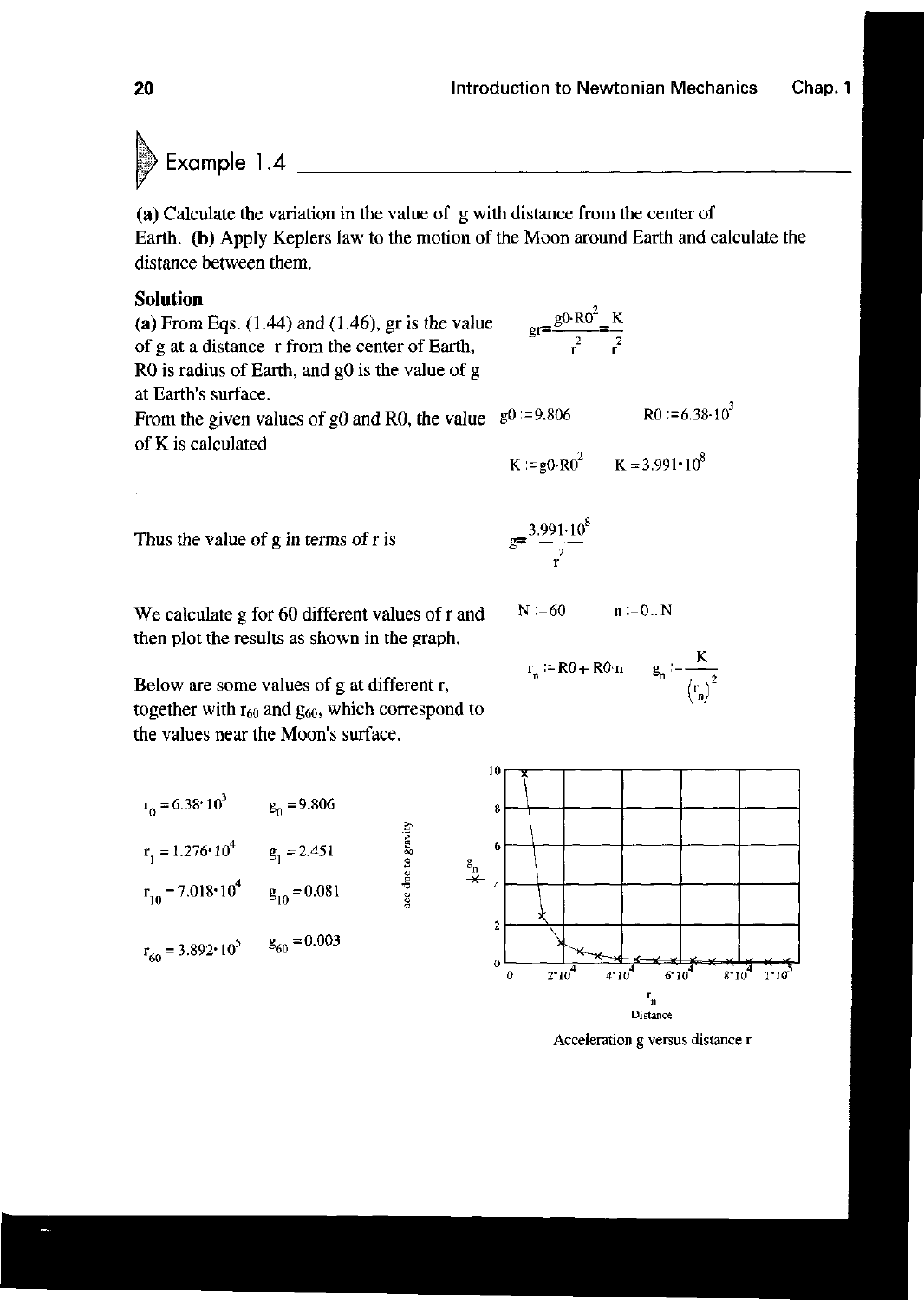## Example 1.4

**(a)** Calculate the variation in the value of g with distance from the center of Earth. **(b)** Apply Keplers law to the motion of the Moon around Earth and calculate the distance between them.

### Solution

**(a)** From Eqs. (1.44) and (1.46), gr is the value of g at a distance r from the center of Earth, R0 is radius of Earth, and g0 is the value of g at Earth's surface.

$$gr = \frac{g0 \cdot R0^2}{r^2} = \frac{K}{r^2}$$

From the given values of g0 and R0, the value of K is calculated

$$g0 := 9.806 \qquad R0 := 6.38 \cdot 10^3$$

$$K := g0 \cdot R0^2 \qquad K = 3.991 \cdot 10^8$$

Thus the value of g in terms of r is

$$g = \frac{3.991 \cdot 10^8}{r^2}$$

We calculate g for 60 different values of r and then plot the results as shown in the graph.

$$N := 60 \qquad n := 0 .. N$$

$$r_n := R0 + R0 \cdot n \qquad g_n := \frac{K}{(r_n)^2}$$

Below are some values of g at different r, together with $r_{60}$ and $g_{60}$, which correspond to the values near the Moon's surface.

$r_0 = 6.38 \cdot 10^3 \qquad g_0 = 9.806$

$r_1 = 1.276 \cdot 10^4 \qquad g_1 = 2.451$

$r_{10} = 7.018 \cdot 10^4 \qquad g_{10} = 0.081$

$r_{60} = 3.892 \cdot 10^5 \qquad g_{60} = 0.003$

Acceleration g versus distance r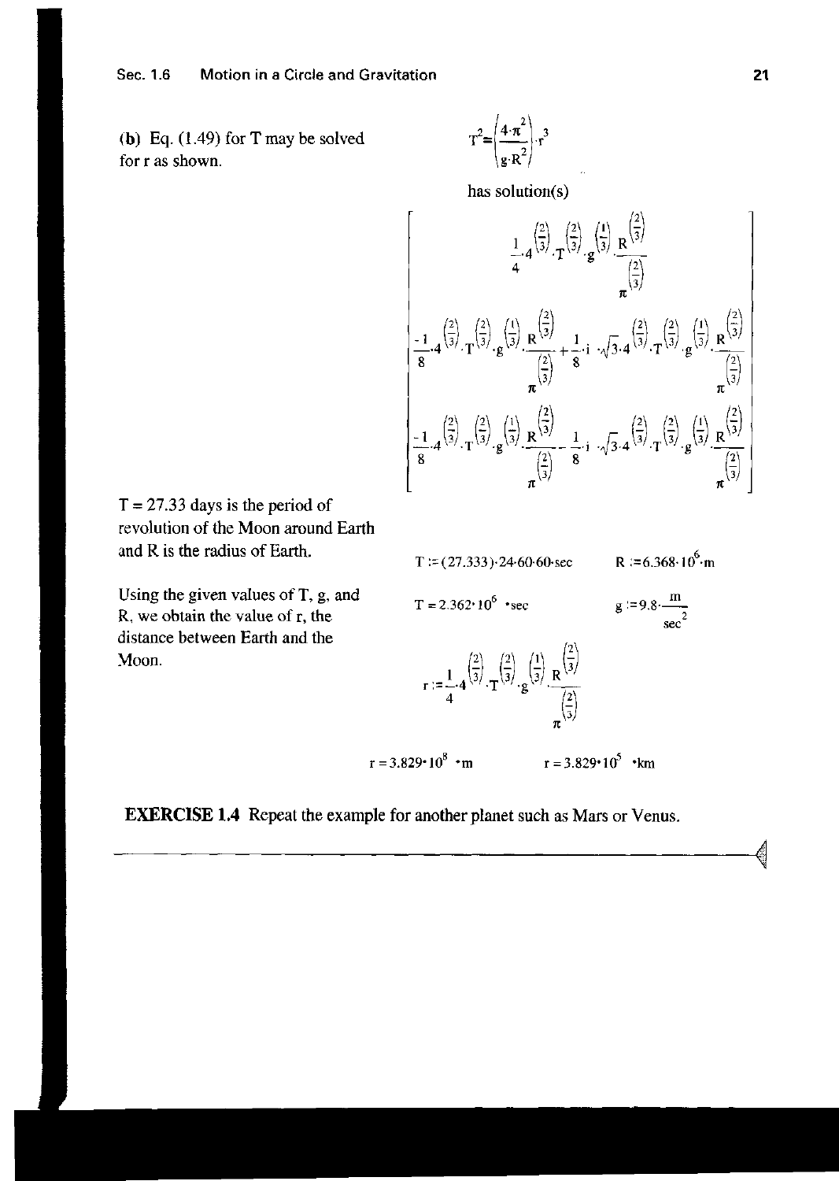**(b)** Eq. (1.49) for T may be solved for r as shown.

$$T^2 = \left(\frac{4\cdot\pi^2}{g\cdot R^2}\right)\cdot r^3$$

has solution(s)

$$\begin{bmatrix} \frac{1}{4}\cdot 4^{\left(\frac{2}{3}\right)}\cdot T^{\left(\frac{2}{3}\right)}\cdot g^{\left(\frac{1}{3}\right)}\cdot \frac{R^{\left(\frac{2}{3}\right)}}{\pi^{\left(\frac{2}{3}\right)}} \\ \frac{-1}{8}\cdot 4^{\left(\frac{2}{3}\right)}\cdot T^{\left(\frac{2}{3}\right)}\cdot g^{\left(\frac{1}{3}\right)}\cdot \frac{R^{\left(\frac{2}{3}\right)}}{\pi^{\left(\frac{2}{3}\right)}} + \frac{1}{8}\cdot i\cdot\sqrt{3}\cdot 4^{\left(\frac{2}{3}\right)}\cdot T^{\left(\frac{2}{3}\right)}\cdot g^{\left(\frac{1}{3}\right)}\cdot \frac{R^{\left(\frac{2}{3}\right)}}{\pi^{\left(\frac{2}{3}\right)}} \\ \frac{-1}{8}\cdot 4^{\left(\frac{2}{3}\right)}\cdot T^{\left(\frac{2}{3}\right)}\cdot g^{\left(\frac{1}{3}\right)}\cdot \frac{R^{\left(\frac{2}{3}\right)}}{\pi^{\left(\frac{2}{3}\right)}} - \frac{1}{8}\cdot i\cdot\sqrt{3}\cdot 4^{\left(\frac{2}{3}\right)}\cdot T^{\left(\frac{2}{3}\right)}\cdot g^{\left(\frac{1}{3}\right)}\cdot \frac{R^{\left(\frac{2}{3}\right)}}{\pi^{\left(\frac{2}{3}\right)}} \end{bmatrix}$$

T = 27.33 days is the period of revolution of the Moon around Earth and R is the radius of Earth.

$$T := (27.333)\cdot 24\cdot 60\cdot 60\cdot \mathrm{sec} \qquad R := 6.368\cdot 10^6\cdot \mathrm{m}$$

Using the given values of T, g, and R, we obtain the value of r, the distance between Earth and the Moon.

$$T = 2.362\cdot 10^6 \cdot \mathrm{sec} \qquad g := 9.8\cdot\frac{\mathrm{m}}{\mathrm{sec}^2}$$

$$r := \frac{1}{4}\cdot 4^{\left(\frac{2}{3}\right)}\cdot T^{\left(\frac{2}{3}\right)}\cdot g^{\left(\frac{1}{3}\right)}\cdot \frac{R^{\left(\frac{2}{3}\right)}}{\pi^{\left(\frac{2}{3}\right)}}$$

$$r = 3.829\cdot 10^8 \cdot \mathrm{m} \qquad r = 3.829\cdot 10^5 \cdot \mathrm{km}$$

**EXERCISE 1.4** Repeat the example for another planet such as Mars or Venus.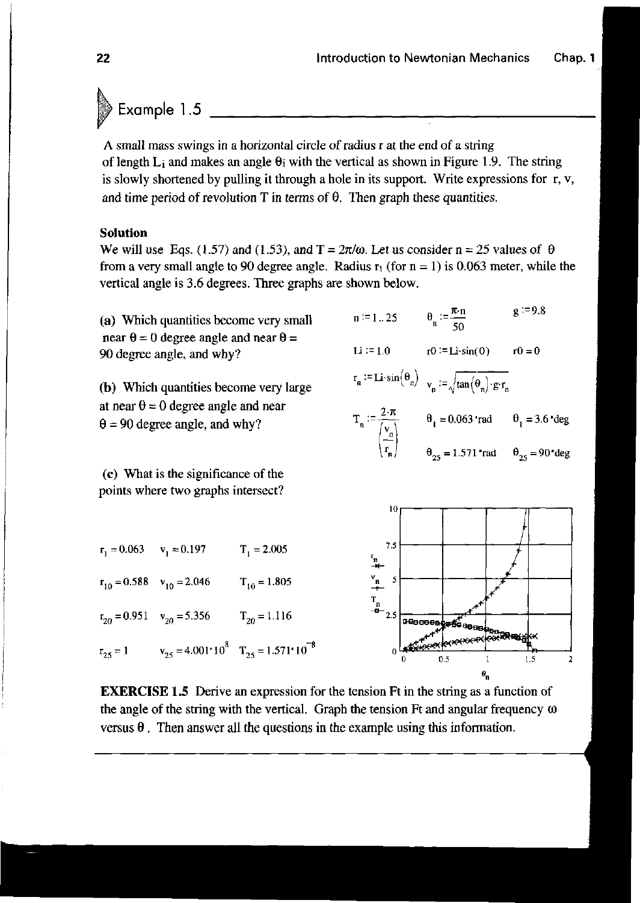## Example 1.5

A small mass swings in a horizontal circle of radius r at the end of a string of length $L_i$ and makes an angle $\theta_i$ with the vertical as shown in Figure 1.9. The string is slowly shortened by pulling it through a hole in its support. Write expressions for r, v, and time period of revolution T in terms of $\theta$. Then graph these quantities.

**Solution**

We will use Eqs. (1.57) and (1.53), and $T = 2\pi/\omega$. Let us consider n = 25 values of $\theta$ from a very small angle to 90 degree angle. Radius $r_1$ (for n = 1) is 0.063 meter, while the vertical angle is 3.6 degrees. Three graphs are shown below.

(a) Which quantities become very small near $\theta = 0$ degree angle and near $\theta = 90$ degree angle, and why?

(b) Which quantities become very large at near $\theta = 0$ degree angle and near $\theta = 90$ degree angle, and why?

(c) What is the significance of the points where two graphs intersect?

$n := 1..25 \qquad \theta_n := \frac{\pi \cdot n}{50} \qquad g := 9.8$

$Li := 1.0 \qquad r0 := Li \cdot \sin(0) \qquad r0 = 0$

$r_n := Li \cdot \sin(\theta_n) \qquad v_n := \sqrt{\tan(\theta_n) \cdot g \cdot r_n}$

$T_n := \frac{2 \cdot \pi}{\left(\frac{v_n}{r_n}\right)} \qquad \theta_1 = 0.063 \cdot \text{rad} \qquad \theta_1 = 3.6 \cdot \text{deg}$

$\theta_{25} = 1.571 \cdot \text{rad} \qquad \theta_{25} = 90 \cdot \text{deg}$

$r_1 = 0.063 \qquad v_1 = 0.197 \qquad T_1 = 2.005$

$r_{10} = 0.588 \qquad v_{10} = 2.046 \qquad T_{10} = 1.805$

$r_{20} = 0.951 \qquad v_{20} = 5.356 \qquad T_{20} = 1.116$

$r_{25} = 1 \qquad v_{25} = 4.001 \cdot 10^{8} \qquad T_{25} = 1.571 \cdot 10^{-8}$

**EXERCISE 1.5** Derive an expression for the tension Ft in the string as a function of the angle of the string with the vertical. Graph the tension Ft and angular frequency $\omega$ versus $\theta$. Then answer all the questions in the example using this information.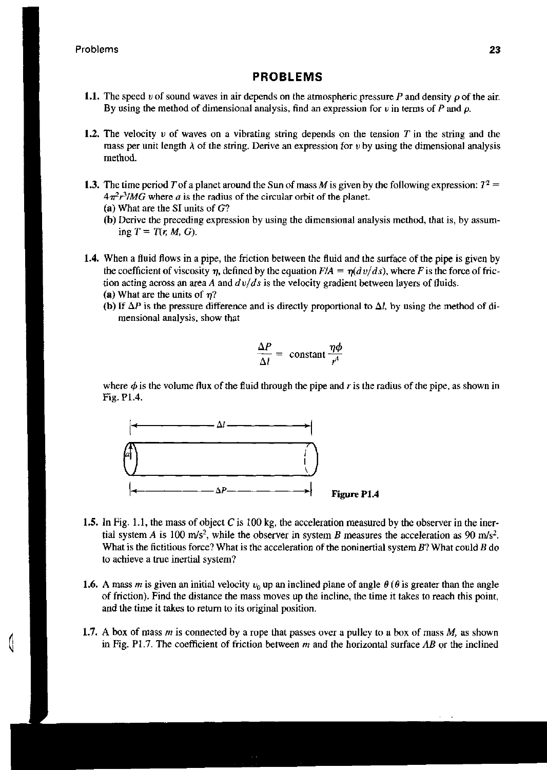## PROBLEMS

**1.1.** The speed $v$ of sound waves in air depends on the atmospheric pressure $P$ and density $\rho$ of the air. By using the method of dimensional analysis, find an expression for $v$ in terms of $P$ and $\rho$.

**1.2.** The velocity $v$ of waves on a vibrating string depends on the tension $T$ in the string and the mass per unit length $\lambda$ of the string. Derive an expression for $v$ by using the dimensional analysis method.

**1.3.** The time period $T$ of a planet around the Sun of mass $M$ is given by the following expression: $T^2 = 4\pi^2 r^3/MG$ where $a$ is the radius of the circular orbit of the planet.

(a) What are the SI units of $G$?

(b) Derive the preceding expression by using the dimensional analysis method, that is, by assuming $T = T(r, M, G)$.

**1.4.** When a fluid flows in a pipe, the friction between the fluid and the surface of the pipe is given by the coefficient of viscosity $\eta$, defined by the equation $F/A = \eta(dv/ds)$, where $F$ is the force of friction acting across an area $A$ and $dv/ds$ is the velocity gradient between layers of fluids.

(a) What are the units of $\eta$?

(b) If $\Delta P$ is the pressure difference and is directly proportional to $\Delta l$, by using the method of dimensional analysis, show that

$$\frac{\Delta P}{\Delta l} = \text{constant}\,\frac{\eta\phi}{r^4}$$

where $\phi$ is the volume flux of the fluid through the pipe and $r$ is the radius of the pipe, as shown in Fig. P1.4.

Figure P1.4

**1.5.** In Fig. 1.1, the mass of object $C$ is 100 kg, the acceleration measured by the observer in the inertial system $A$ is 100 m/s$^2$, while the observer in system $B$ measures the acceleration as 90 m/s$^2$. What is the fictitious force? What is the acceleration of the noninertial system $B$? What could $B$ do to achieve a true inertial system?

**1.6.** A mass $m$ is given an initial velocity $v_0$ up an inclined plane of angle $\theta$ ($\theta$ is greater than the angle of friction). Find the distance the mass moves up the incline, the time it takes to reach this point, and the time it takes to return to its original position.

**1.7.** A box of mass $m$ is connected by a rope that passes over a pulley to a box of mass $M$, as shown in Fig. P1.7. The coefficient of friction between $m$ and the horizontal surface $AB$ or the inclined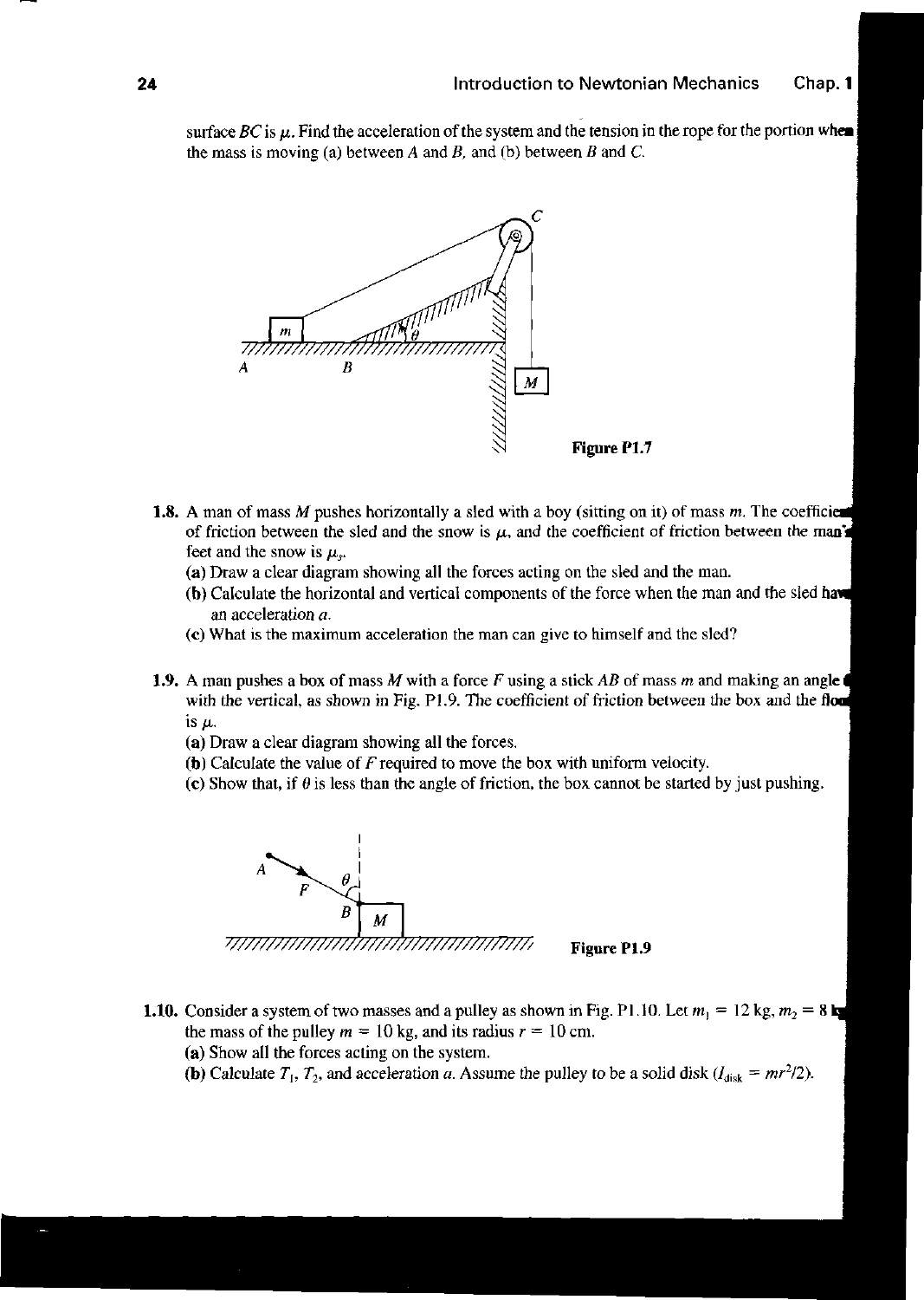surface $BC$ is $\mu$. Find the acceleration of the system and the tension in the rope for the portion when the mass is moving (a) between $A$ and $B$, and (b) between $B$ and $C$.

Figure P1.7

**1.8.** A man of mass $M$ pushes horizontally a sled with a boy (sitting on it) of mass $m$. The coefficient of friction between the sled and the snow is $\mu$, and the coefficient of friction between the man's feet and the snow is $\mu_s$.

(a) Draw a clear diagram showing all the forces acting on the sled and the man.

(b) Calculate the horizontal and vertical components of the force when the man and the sled have an acceleration $a$.

(c) What is the maximum acceleration the man can give to himself and the sled?

**1.9.** A man pushes a box of mass $M$ with a force $F$ using a stick $AB$ of mass $m$ and making an angle $\theta$ with the vertical, as shown in Fig. P1.9. The coefficient of friction between the box and the floor is $\mu$.

(a) Draw a clear diagram showing all the forces.

(b) Calculate the value of $F$ required to move the box with uniform velocity.

(c) Show that, if $\theta$ is less than the angle of friction, the box cannot be started by just pushing.

Figure P1.9

**1.10.** Consider a system of two masses and a pulley as shown in Fig. P1.10. Let $m_1 = 12$ kg, $m_2 = 8$ kg, the mass of the pulley $m = 10$ kg, and its radius $r = 10$ cm.

(a) Show all the forces acting on the system.

(b) Calculate $T_1$, $T_2$, and acceleration $a$. Assume the pulley to be a solid disk ($I_{\text{disk}} = mr^2/2$).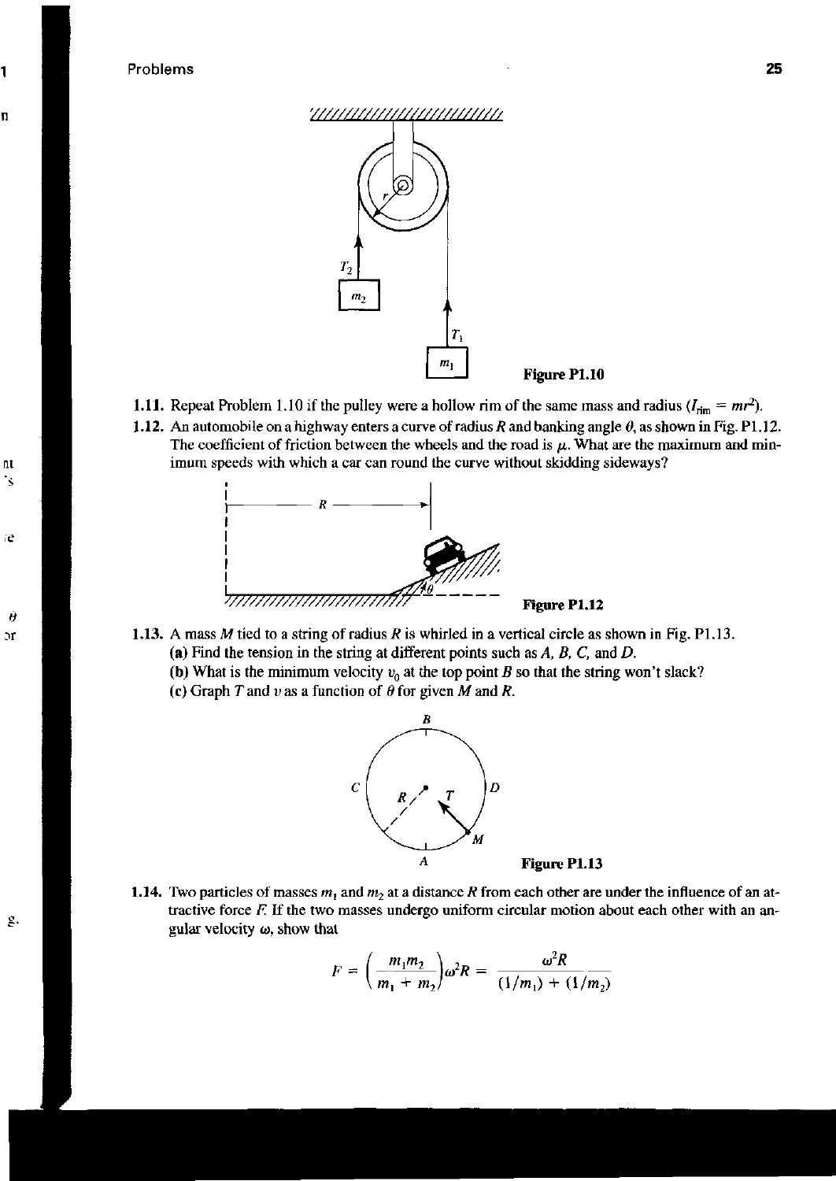Figure P1.10

**1.11.** Repeat Problem 1.10 if the pulley were a hollow rim of the same mass and radius ($I_{rim} = mr^2$).

**1.12.** An automobile on a highway enters a curve of radius $R$ and banking angle $\theta$, as shown in Fig. P1.12. The coefficient of friction between the wheels and the road is $\mu$. What are the maximum and minimum speeds with which a car can round the curve without skidding sideways?

Figure P1.12

**1.13.** A mass $M$ tied to a string of radius $R$ is whirled in a vertical circle as shown in Fig. P1.13.

**(a)** Find the tension in the string at different points such as $A$, $B$, $C$, and $D$.

**(b)** What is the minimum velocity $v_0$ at the top point $B$ so that the string won't slack?

**(c)** Graph $T$ and $v$ as a function of $\theta$ for given $M$ and $R$.

Figure P1.13

**1.14.** Two particles of masses $m_1$ and $m_2$ at a distance $R$ from each other are under the influence of an attractive force $F$. If the two masses undergo uniform circular motion about each other with an angular velocity $\omega$, show that

$$F = \left(\frac{m_1 m_2}{m_1 + m_2}\right)\omega^2 R = \frac{\omega^2 R}{(1/m_1) + (1/m_2)}$$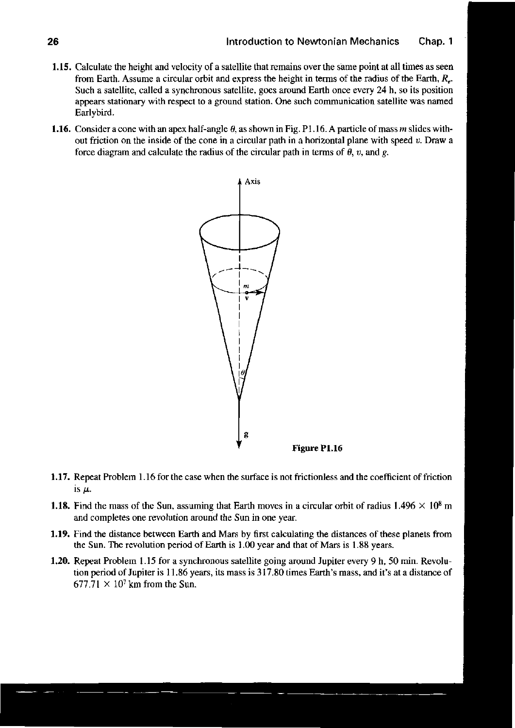**1.15.** Calculate the height and velocity of a satellite that remains over the same point at all times as seen from Earth. Assume a circular orbit and express the height in terms of the radius of the Earth, $R_e$. Such a satellite, called a synchronous satellite, goes around Earth once every 24 h, so its position appears stationary with respect to a ground station. One such communication satellite was named Earlybird.

**1.16.** Consider a cone with an apex half-angle $\theta$, as shown in Fig. P1.16. A particle of mass $m$ slides without friction on the inside of the cone in a circular path in a horizontal plane with speed $v$. Draw a force diagram and calculate the radius of the circular path in terms of $\theta$, $v$, and $g$.

**Figure P1.16**

**1.17.** Repeat Problem 1.16 for the case when the surface is not frictionless and the coefficient of friction is $\mu$.

**1.18.** Find the mass of the Sun, assuming that Earth moves in a circular orbit of radius $1.496 \times 10^8$ m and completes one revolution around the Sun in one year.

**1.19.** Find the distance between Earth and Mars by first calculating the distances of these planets from the Sun. The revolution period of Earth is 1.00 year and that of Mars is 1.88 years.

**1.20.** Repeat Problem 1.15 for a synchronous satellite going around Jupiter every 9 h, 50 min. Revolution period of Jupiter is 11.86 years, its mass is 317.80 times Earth's mass, and it's at a distance of $677.71 \times 10^7$ km from the Sun.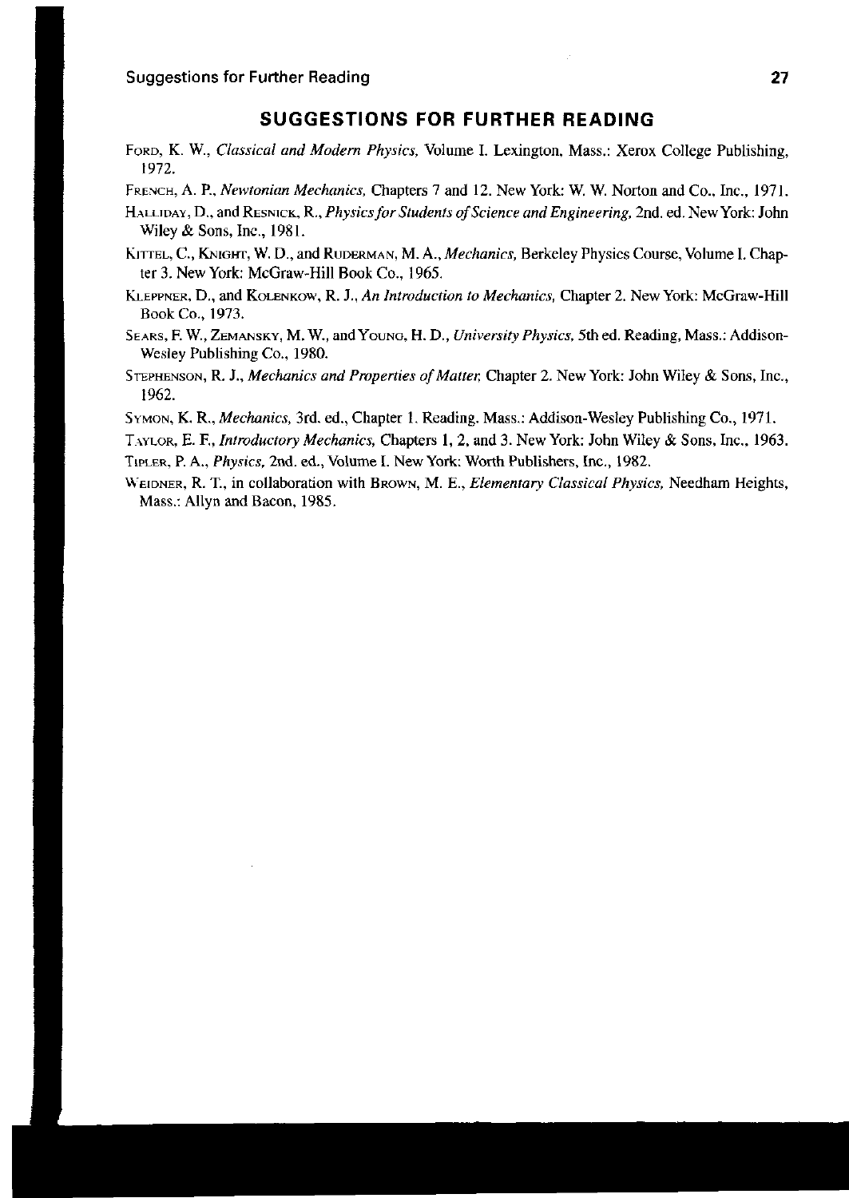## SUGGESTIONS FOR FURTHER READING

FORD, K. W., *Classical and Modern Physics,* Volume I. Lexington, Mass.: Xerox College Publishing, 1972.

FRENCH, A. P., *Newtonian Mechanics,* Chapters 7 and 12. New York: W. W. Norton and Co., Inc., 1971.

HALLIDAY, D., and RESNICK, R., *Physics for Students of Science and Engineering,* 2nd. ed. New York: John Wiley & Sons, Inc., 1981.

KITTEL, C., KNIGHT, W. D., and RUDERMAN, M. A., *Mechanics,* Berkeley Physics Course, Volume I. Chapter 3. New York: McGraw-Hill Book Co., 1965.

KLEPPNER, D., and KOLENKOW, R. J., *An Introduction to Mechanics,* Chapter 2. New York: McGraw-Hill Book Co., 1973.

SEARS, F. W., ZEMANSKY, M. W., and YOUNG, H. D., *University Physics,* 5th ed. Reading, Mass.: Addison-Wesley Publishing Co., 1980.

STEPHENSON, R. J., *Mechanics and Properties of Matter,* Chapter 2. New York: John Wiley & Sons, Inc., 1962.

SYMON, K. R., *Mechanics,* 3rd. ed., Chapter 1. Reading, Mass.: Addison-Wesley Publishing Co., 1971.

TAYLOR, E. F., *Introductory Mechanics,* Chapters 1, 2, and 3. New York: John Wiley & Sons, Inc., 1963.

TIPLER, P. A., *Physics,* 2nd. ed., Volume I. New York: Worth Publishers, Inc., 1982.

WEIDNER, R. T., in collaboration with BROWN, M. E., *Elementary Classical Physics,* Needham Heights, Mass.: Allyn and Bacon, 1985.